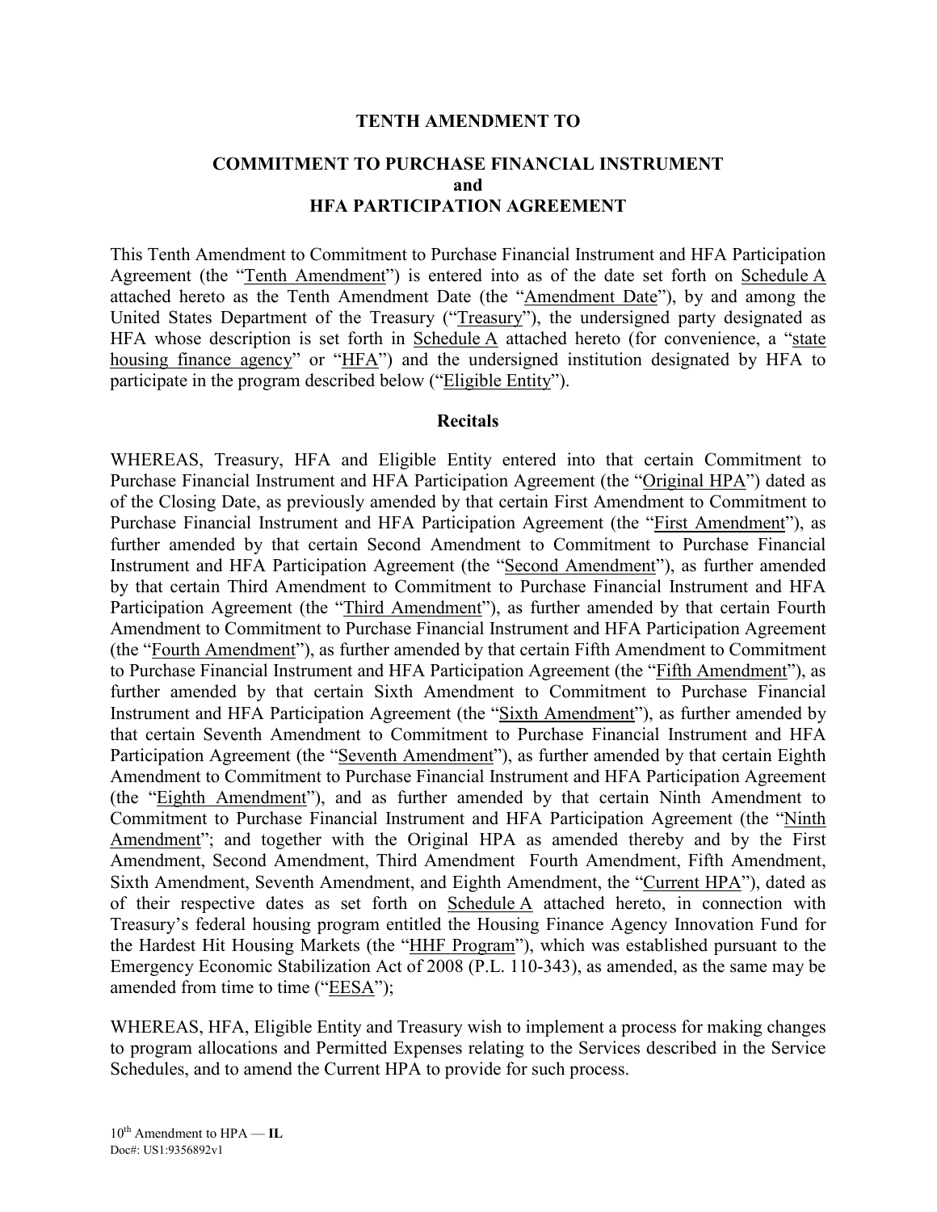**TENTH AMENDMENT TO**

**COMMITMENT TO PURCHASE FINANCIAL INSTRUMENT**
**and**
**HFA PARTICIPATION AGREEMENT**

This Tenth Amendment to Commitment to Purchase Financial Instrument and HFA Participation Agreement (the "Tenth Amendment") is entered into as of the date set forth on Schedule A attached hereto as the Tenth Amendment Date (the "Amendment Date"), by and among the United States Department of the Treasury ("Treasury"), the undersigned party designated as HFA whose description is set forth in Schedule A attached hereto (for convenience, a "state housing finance agency" or "HFA") and the undersigned institution designated by HFA to participate in the program described below ("Eligible Entity").

**Recitals**

WHEREAS, Treasury, HFA and Eligible Entity entered into that certain Commitment to Purchase Financial Instrument and HFA Participation Agreement (the "Original HPA") dated as of the Closing Date, as previously amended by that certain First Amendment to Commitment to Purchase Financial Instrument and HFA Participation Agreement (the "First Amendment"), as further amended by that certain Second Amendment to Commitment to Purchase Financial Instrument and HFA Participation Agreement (the "Second Amendment"), as further amended by that certain Third Amendment to Commitment to Purchase Financial Instrument and HFA Participation Agreement (the "Third Amendment"), as further amended by that certain Fourth Amendment to Commitment to Purchase Financial Instrument and HFA Participation Agreement (the "Fourth Amendment"), as further amended by that certain Fifth Amendment to Commitment to Purchase Financial Instrument and HFA Participation Agreement (the "Fifth Amendment"), as further amended by that certain Sixth Amendment to Commitment to Purchase Financial Instrument and HFA Participation Agreement (the "Sixth Amendment"), as further amended by that certain Seventh Amendment to Commitment to Purchase Financial Instrument and HFA Participation Agreement (the "Seventh Amendment"), as further amended by that certain Eighth Amendment to Commitment to Purchase Financial Instrument and HFA Participation Agreement (the "Eighth Amendment"), and as further amended by that certain Ninth Amendment to Commitment to Purchase Financial Instrument and HFA Participation Agreement (the "Ninth Amendment"; and together with the Original HPA as amended thereby and by the First Amendment, Second Amendment, Third Amendment Fourth Amendment, Fifth Amendment, Sixth Amendment, Seventh Amendment, and Eighth Amendment, the "Current HPA"), dated as of their respective dates as set forth on Schedule A attached hereto, in connection with Treasury's federal housing program entitled the Housing Finance Agency Innovation Fund for the Hardest Hit Housing Markets (the "HHF Program"), which was established pursuant to the Emergency Economic Stabilization Act of 2008 (P.L. 110-343), as amended, as the same may be amended from time to time ("EESA");

WHEREAS, HFA, Eligible Entity and Treasury wish to implement a process for making changes to program allocations and Permitted Expenses relating to the Services described in the Service Schedules, and to amend the Current HPA to provide for such process.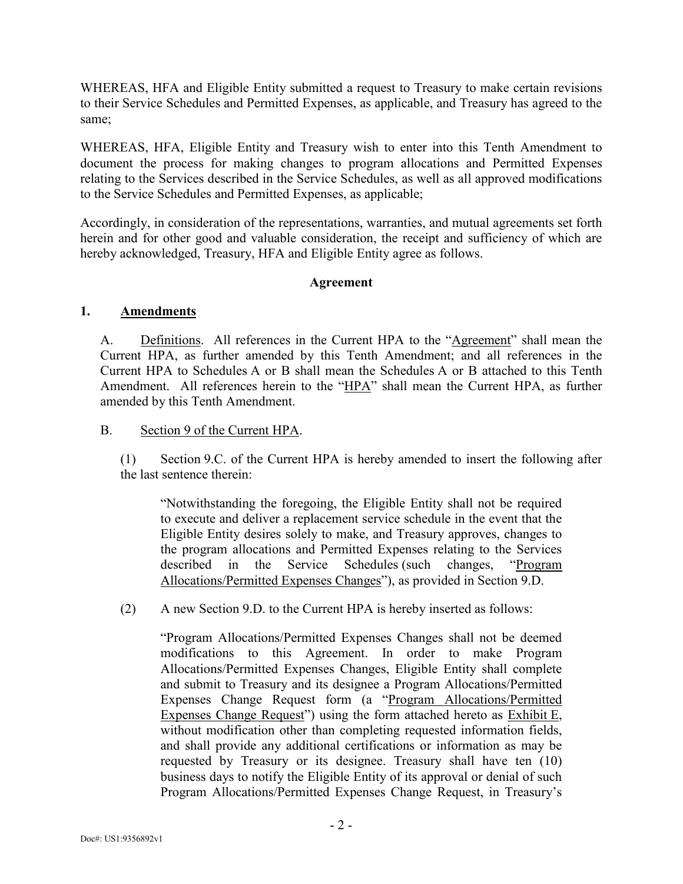WHEREAS, HFA and Eligible Entity submitted a request to Treasury to make certain revisions to their Service Schedules and Permitted Expenses, as applicable, and Treasury has agreed to the same;

WHEREAS, HFA, Eligible Entity and Treasury wish to enter into this Tenth Amendment to document the process for making changes to program allocations and Permitted Expenses relating to the Services described in the Service Schedules, as well as all approved modifications to the Service Schedules and Permitted Expenses, as applicable;

Accordingly, in consideration of the representations, warranties, and mutual agreements set forth herein and for other good and valuable consideration, the receipt and sufficiency of which are hereby acknowledged, Treasury, HFA and Eligible Entity agree as follows.

**Agreement**

**1. Amendments**

A. Definitions. All references in the Current HPA to the "Agreement" shall mean the Current HPA, as further amended by this Tenth Amendment; and all references in the Current HPA to Schedules A or B shall mean the Schedules A or B attached to this Tenth Amendment. All references herein to the "HPA" shall mean the Current HPA, as further amended by this Tenth Amendment.

B. Section 9 of the Current HPA.

(1) Section 9.C. of the Current HPA is hereby amended to insert the following after the last sentence therein:

> "Notwithstanding the foregoing, the Eligible Entity shall not be required to execute and deliver a replacement service schedule in the event that the Eligible Entity desires solely to make, and Treasury approves, changes to the program allocations and Permitted Expenses relating to the Services described in the Service Schedules (such changes, "Program Allocations/Permitted Expenses Changes"), as provided in Section 9.D.

(2) A new Section 9.D. to the Current HPA is hereby inserted as follows:

> "Program Allocations/Permitted Expenses Changes shall not be deemed modifications to this Agreement. In order to make Program Allocations/Permitted Expenses Changes, Eligible Entity shall complete and submit to Treasury and its designee a Program Allocations/Permitted Expenses Change Request form (a "Program Allocations/Permitted Expenses Change Request") using the form attached hereto as Exhibit E, without modification other than completing requested information fields, and shall provide any additional certifications or information as may be requested by Treasury or its designee. Treasury shall have ten (10) business days to notify the Eligible Entity of its approval or denial of such Program Allocations/Permitted Expenses Change Request, in Treasury's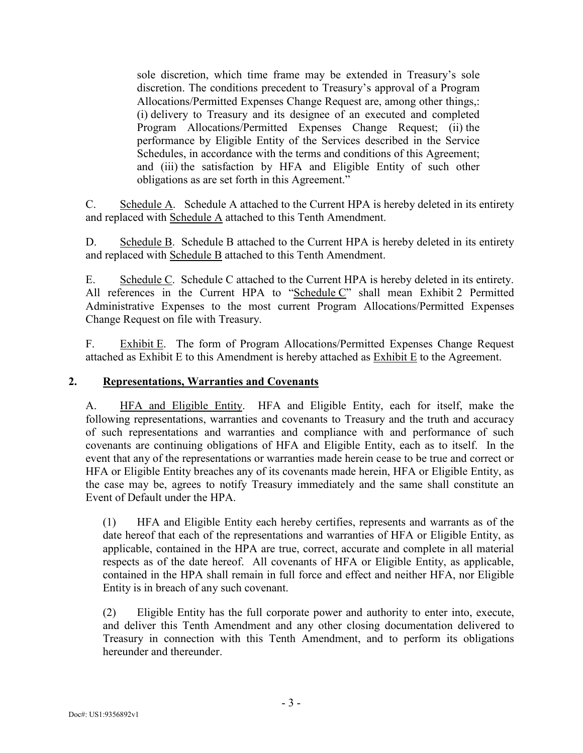sole discretion, which time frame may be extended in Treasury's sole discretion. The conditions precedent to Treasury's approval of a Program Allocations/Permitted Expenses Change Request are, among other things,: (i) delivery to Treasury and its designee of an executed and completed Program Allocations/Permitted Expenses Change Request; (ii) the performance by Eligible Entity of the Services described in the Service Schedules, in accordance with the terms and conditions of this Agreement; and (iii) the satisfaction by HFA and Eligible Entity of such other obligations as are set forth in this Agreement."

C. Schedule A. Schedule A attached to the Current HPA is hereby deleted in its entirety and replaced with Schedule A attached to this Tenth Amendment.

D. Schedule B. Schedule B attached to the Current HPA is hereby deleted in its entirety and replaced with Schedule B attached to this Tenth Amendment.

E. Schedule C. Schedule C attached to the Current HPA is hereby deleted in its entirety. All references in the Current HPA to "Schedule C" shall mean Exhibit 2 Permitted Administrative Expenses to the most current Program Allocations/Permitted Expenses Change Request on file with Treasury.

F. Exhibit E. The form of Program Allocations/Permitted Expenses Change Request attached as Exhibit E to this Amendment is hereby attached as Exhibit E to the Agreement.

## 2. Representations, Warranties and Covenants

A. HFA and Eligible Entity. HFA and Eligible Entity, each for itself, make the following representations, warranties and covenants to Treasury and the truth and accuracy of such representations and warranties and compliance with and performance of such covenants are continuing obligations of HFA and Eligible Entity, each as to itself. In the event that any of the representations or warranties made herein cease to be true and correct or HFA or Eligible Entity breaches any of its covenants made herein, HFA or Eligible Entity, as the case may be, agrees to notify Treasury immediately and the same shall constitute an Event of Default under the HPA.

(1) HFA and Eligible Entity each hereby certifies, represents and warrants as of the date hereof that each of the representations and warranties of HFA or Eligible Entity, as applicable, contained in the HPA are true, correct, accurate and complete in all material respects as of the date hereof. All covenants of HFA or Eligible Entity, as applicable, contained in the HPA shall remain in full force and effect and neither HFA, nor Eligible Entity is in breach of any such covenant.

(2) Eligible Entity has the full corporate power and authority to enter into, execute, and deliver this Tenth Amendment and any other closing documentation delivered to Treasury in connection with this Tenth Amendment, and to perform its obligations hereunder and thereunder.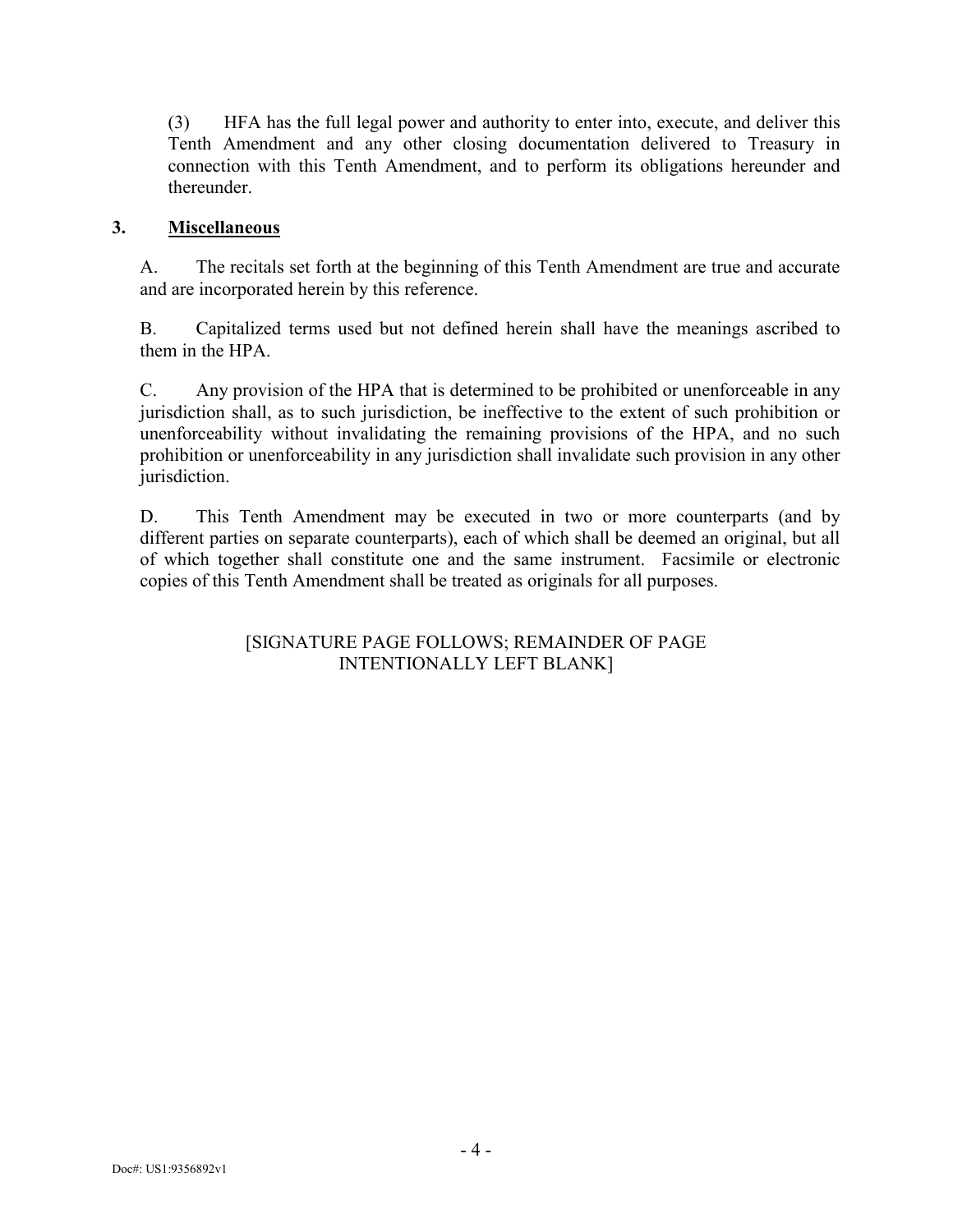(3) HFA has the full legal power and authority to enter into, execute, and deliver this Tenth Amendment and any other closing documentation delivered to Treasury in connection with this Tenth Amendment, and to perform its obligations hereunder and thereunder.

**3. <u>Miscellaneous</u>**

A. The recitals set forth at the beginning of this Tenth Amendment are true and accurate and are incorporated herein by this reference.

B. Capitalized terms used but not defined herein shall have the meanings ascribed to them in the HPA.

C. Any provision of the HPA that is determined to be prohibited or unenforceable in any jurisdiction shall, as to such jurisdiction, be ineffective to the extent of such prohibition or unenforceability without invalidating the remaining provisions of the HPA, and no such prohibition or unenforceability in any jurisdiction shall invalidate such provision in any other jurisdiction.

D. This Tenth Amendment may be executed in two or more counterparts (and by different parties on separate counterparts), each of which shall be deemed an original, but all of which together shall constitute one and the same instrument. Facsimile or electronic copies of this Tenth Amendment shall be treated as originals for all purposes.

[SIGNATURE PAGE FOLLOWS; REMAINDER OF PAGE INTENTIONALLY LEFT BLANK]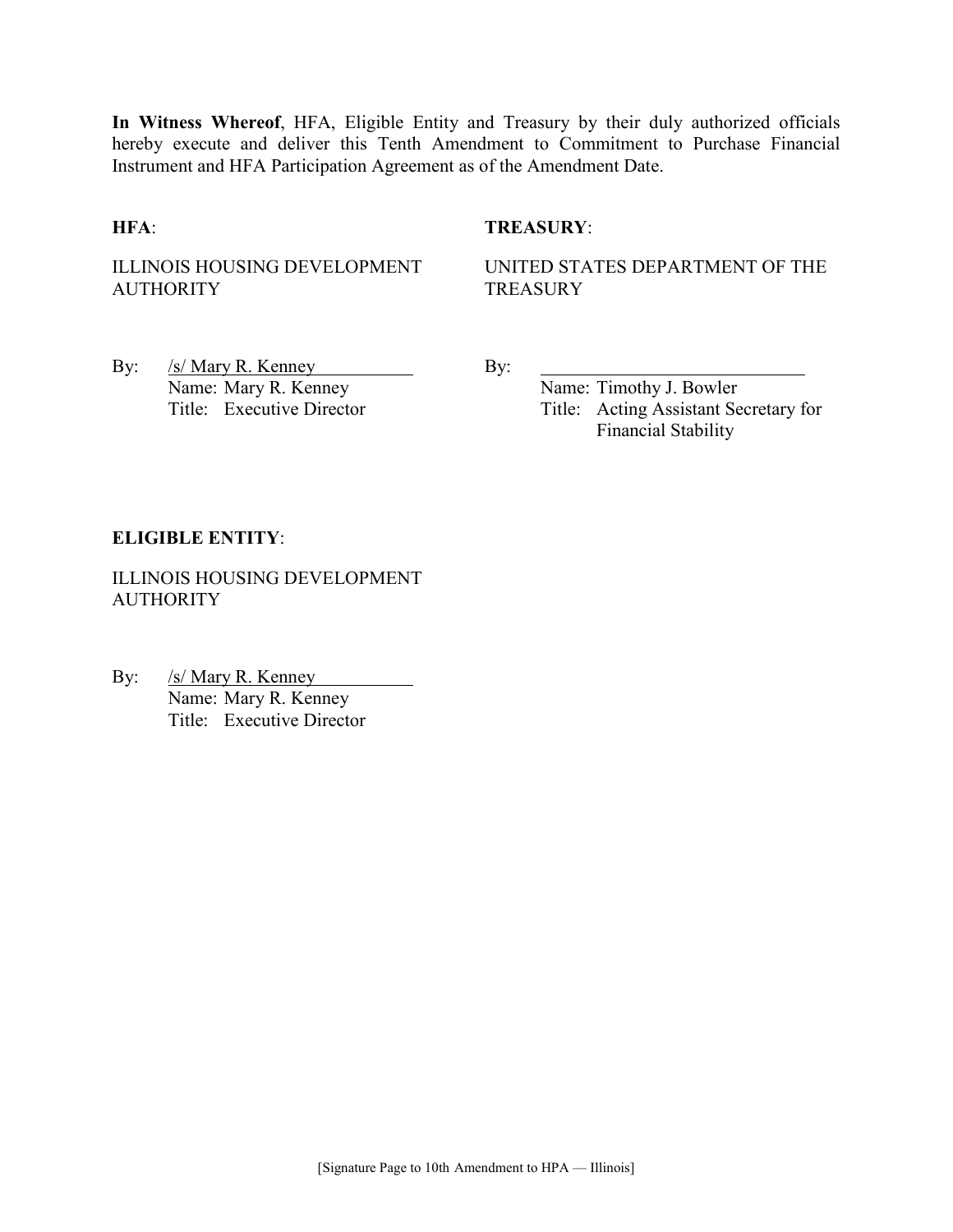**In Witness Whereof**, HFA, Eligible Entity and Treasury by their duly authorized officials hereby execute and deliver this Tenth Amendment to Commitment to Purchase Financial Instrument and HFA Participation Agreement as of the Amendment Date.

**HFA**:

ILLINOIS HOUSING DEVELOPMENT AUTHORITY

By: /s/ Mary R. Kenney
Name: Mary R. Kenney
Title: Executive Director

**TREASURY**:

UNITED STATES DEPARTMENT OF THE TREASURY

By: ____________________________
Name: Timothy J. Bowler
Title: Acting Assistant Secretary for Financial Stability

**ELIGIBLE ENTITY**:

ILLINOIS HOUSING DEVELOPMENT AUTHORITY

By: /s/ Mary R. Kenney
Name: Mary R. Kenney
Title: Executive Director

[Signature Page to 10th Amendment to HPA — Illinois]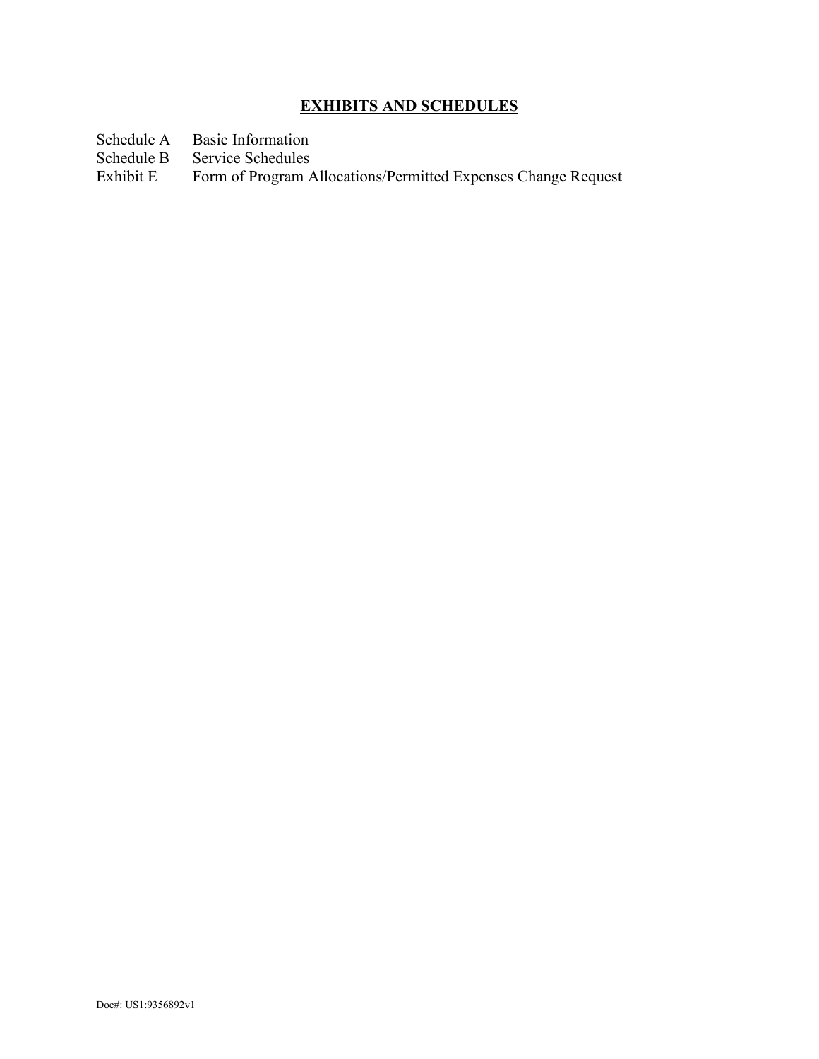## EXHIBITS AND SCHEDULES

| | |
|---|---|
| Schedule A | Basic Information |
| Schedule B | Service Schedules |
| Exhibit E | Form of Program Allocations/Permitted Expenses Change Request |

Doc#: US1:9356892v1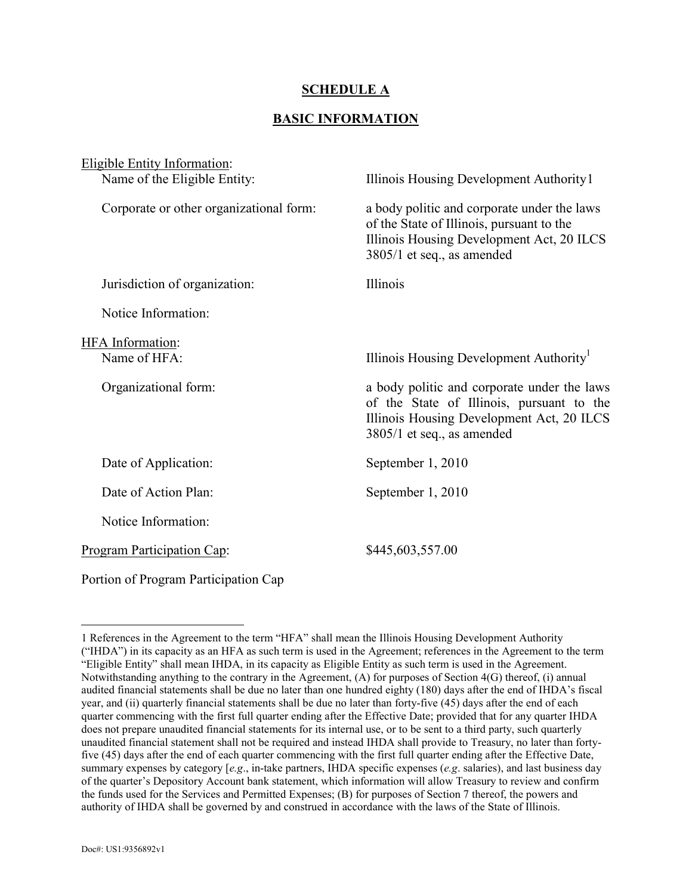# SCHEDULE A

## BASIC INFORMATION

Eligible Entity Information:

| | |
|---|---|
| Name of the Eligible Entity: | Illinois Housing Development Authority1 |
| Corporate or other organizational form: | a body politic and corporate under the laws of the State of Illinois, pursuant to the Illinois Housing Development Act, 20 ILCS 3805/1 et seq., as amended |
| Jurisdiction of organization: | Illinois |
| Notice Information: | |

HFA Information:

| | |
|---|---|
| Name of HFA: | Illinois Housing Development Authority[1] |
| Organizational form: | a body politic and corporate under the laws of the State of Illinois, pursuant to the Illinois Housing Development Act, 20 ILCS 3805/1 et seq., as amended |
| Date of Application: | September 1, 2010 |
| Date of Action Plan: | September 1, 2010 |
| Notice Information: | |

| | |
|---|---|
| Program Participation Cap: | $445,603,557.00 |

Portion of Program Participation Cap

---

1 References in the Agreement to the term "HFA" shall mean the Illinois Housing Development Authority ("IHDA") in its capacity as an HFA as such term is used in the Agreement; references in the Agreement to the term "Eligible Entity" shall mean IHDA, in its capacity as Eligible Entity as such term is used in the Agreement. Notwithstanding anything to the contrary in the Agreement, (A) for purposes of Section 4(G) thereof, (i) annual audited financial statements shall be due no later than one hundred eighty (180) days after the end of IHDA's fiscal year, and (ii) quarterly financial statements shall be due no later than forty-five (45) days after the end of each quarter commencing with the first full quarter ending after the Effective Date; provided that for any quarter IHDA does not prepare unaudited financial statements for its internal use, or to be sent to a third party, such quarterly unaudited financial statement shall not be required and instead IHDA shall provide to Treasury, no later than forty-five (45) days after the end of each quarter commencing with the first full quarter ending after the Effective Date, summary expenses by category [*e.g*., in-take partners, IHDA specific expenses (*e.g*. salaries), and last business day of the quarter's Depository Account bank statement, which information will allow Treasury to review and confirm the funds used for the Services and Permitted Expenses; (B) for purposes of Section 7 thereof, the powers and authority of IHDA shall be governed by and construed in accordance with the laws of the State of Illinois.

Doc#: US1:9356892v1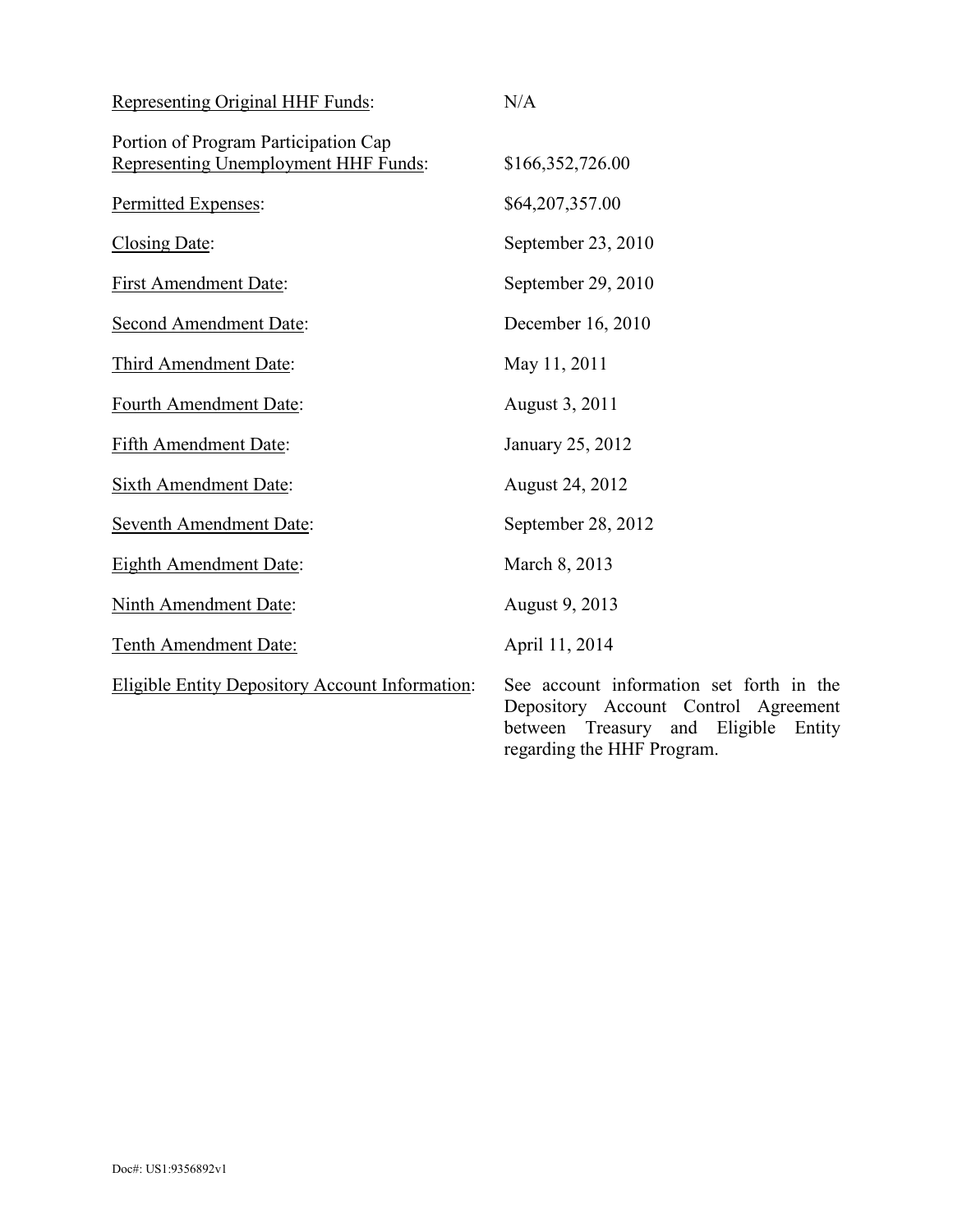| | |
|---|---|
| Representing Original HHF Funds: | N/A |
| Portion of Program Participation Cap Representing Unemployment HHF Funds: | $166,352,726.00 |
| Permitted Expenses: | $64,207,357.00 |
| Closing Date: | September 23, 2010 |
| First Amendment Date: | September 29, 2010 |
| Second Amendment Date: | December 16, 2010 |
| Third Amendment Date: | May 11, 2011 |
| Fourth Amendment Date: | August 3, 2011 |
| Fifth Amendment Date: | January 25, 2012 |
| Sixth Amendment Date: | August 24, 2012 |
| Seventh Amendment Date: | September 28, 2012 |
| Eighth Amendment Date: | March 8, 2013 |
| Ninth Amendment Date: | August 9, 2013 |
| Tenth Amendment Date: | April 11, 2014 |
| Eligible Entity Depository Account Information: | See account information set forth in the Depository Account Control Agreement between Treasury and Eligible Entity regarding the HHF Program. |

Doc#: US1:9356892v1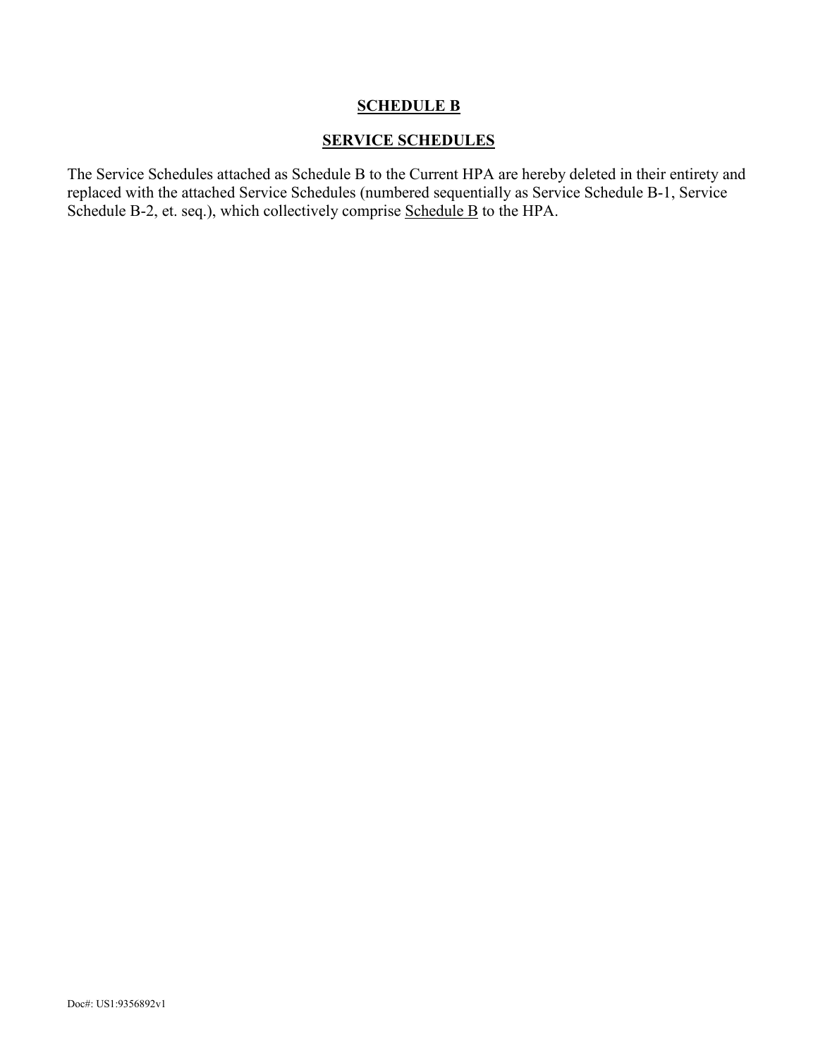# SCHEDULE B

## SERVICE SCHEDULES

The Service Schedules attached as Schedule B to the Current HPA are hereby deleted in their entirety and replaced with the attached Service Schedules (numbered sequentially as Service Schedule B-1, Service Schedule B-2, et. seq.), which collectively comprise Schedule B to the HPA.

Doc#: US1:9356892v1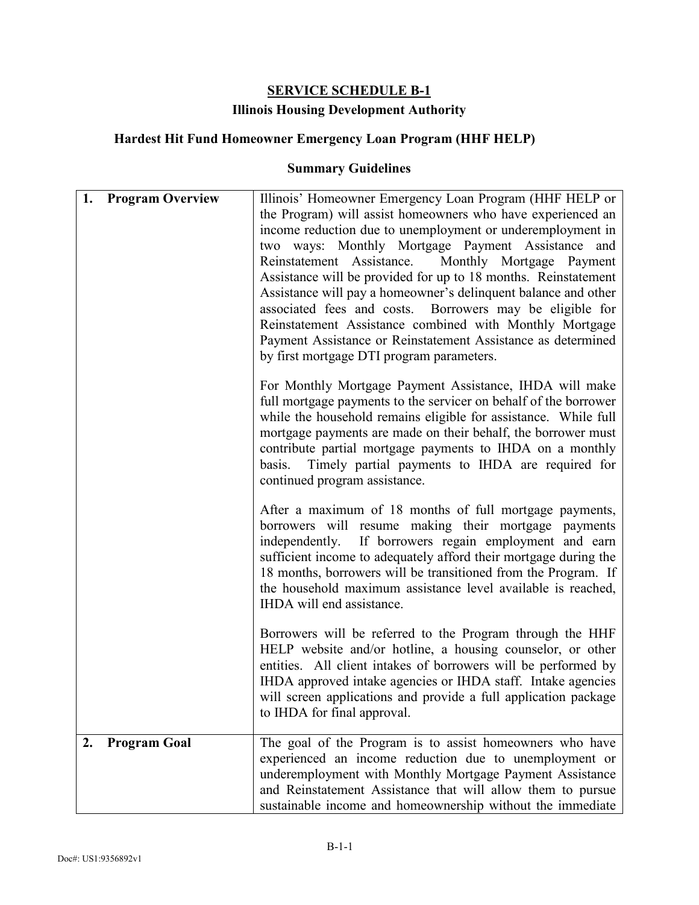## SERVICE SCHEDULE B-1

### Illinois Housing Development Authority

### Hardest Hit Fund Homeowner Emergency Loan Program (HHF HELP)

### Summary Guidelines

| | |
|---|---|
| **1. Program Overview** | Illinois' Homeowner Emergency Loan Program (HHF HELP or the Program) will assist homeowners who have experienced an income reduction due to unemployment or underemployment in two ways: Monthly Mortgage Payment Assistance and Reinstatement Assistance. Monthly Mortgage Payment Assistance will be provided for up to 18 months. Reinstatement Assistance will pay a homeowner's delinquent balance and other associated fees and costs. Borrowers may be eligible for Reinstatement Assistance combined with Monthly Mortgage Payment Assistance or Reinstatement Assistance as determined by first mortgage DTI program parameters.<br><br>For Monthly Mortgage Payment Assistance, IHDA will make full mortgage payments to the servicer on behalf of the borrower while the household remains eligible for assistance. While full mortgage payments are made on their behalf, the borrower must contribute partial mortgage payments to IHDA on a monthly basis. Timely partial payments to IHDA are required for continued program assistance.<br><br>After a maximum of 18 months of full mortgage payments, borrowers will resume making their mortgage payments independently. If borrowers regain employment and earn sufficient income to adequately afford their mortgage during the 18 months, borrowers will be transitioned from the Program. If the household maximum assistance level available is reached, IHDA will end assistance.<br><br>Borrowers will be referred to the Program through the HHF HELP website and/or hotline, a housing counselor, or other entities. All client intakes of borrowers will be performed by IHDA approved intake agencies or IHDA staff. Intake agencies will screen applications and provide a full application package to IHDA for final approval. |
| **2. Program Goal** | The goal of the Program is to assist homeowners who have experienced an income reduction due to unemployment or underemployment with Monthly Mortgage Payment Assistance and Reinstatement Assistance that will allow them to pursue sustainable income and homeownership without the immediate |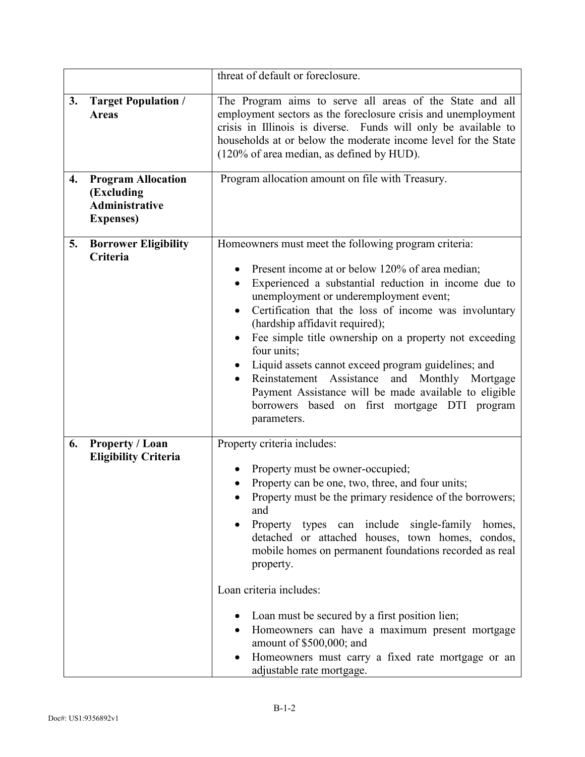| | | |
|---|---|---|
| | | threat of default or foreclosure. |
| **3.** | **Target Population / Areas** | The Program aims to serve all areas of the State and all employment sectors as the foreclosure crisis and unemployment crisis in Illinois is diverse. Funds will only be available to households at or below the moderate income level for the State (120% of area median, as defined by HUD). |
| **4.** | **Program Allocation (Excluding Administrative Expenses)** | Program allocation amount on file with Treasury. |
| **5.** | **Borrower Eligibility Criteria** | Homeowners must meet the following program criteria:<br><br>• Present income at or below 120% of area median;<br>• Experienced a substantial reduction in income due to unemployment or underemployment event;<br>• Certification that the loss of income was involuntary (hardship affidavit required);<br>• Fee simple title ownership on a property not exceeding four units;<br>• Liquid assets cannot exceed program guidelines; and<br>• Reinstatement Assistance and Monthly Mortgage Payment Assistance will be made available to eligible borrowers based on first mortgage DTI program parameters. |
| **6.** | **Property / Loan Eligibility Criteria** | Property criteria includes:<br><br>• Property must be owner-occupied;<br>• Property can be one, two, three, and four units;<br>• Property must be the primary residence of the borrowers; and<br>• Property types can include single-family homes, detached or attached houses, town homes, condos, mobile homes on permanent foundations recorded as real property.<br><br>Loan criteria includes:<br><br>• Loan must be secured by a first position lien;<br>• Homeowners can have a maximum present mortgage amount of $500,000; and<br>• Homeowners must carry a fixed rate mortgage or an adjustable rate mortgage. |

B-1-2

Doc#: US1:9356892v1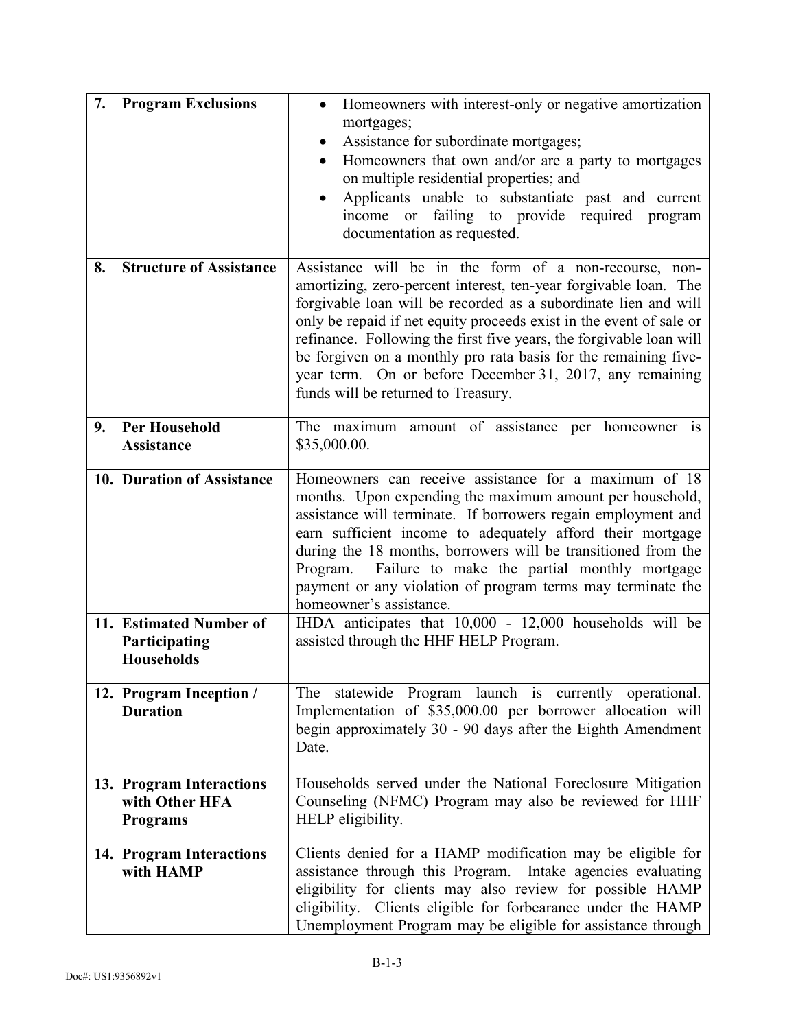| | |
|---|---|
| **7. Program Exclusions** | • Homeowners with interest-only or negative amortization mortgages;<br>• Assistance for subordinate mortgages;<br>• Homeowners that own and/or are a party to mortgages on multiple residential properties; and<br>• Applicants unable to substantiate past and current income or failing to provide required program documentation as requested. |
| **8. Structure of Assistance** | Assistance will be in the form of a non-recourse, non-amortizing, zero-percent interest, ten-year forgivable loan. The forgivable loan will be recorded as a subordinate lien and will only be repaid if net equity proceeds exist in the event of sale or refinance. Following the first five years, the forgivable loan will be forgiven on a monthly pro rata basis for the remaining five-year term. On or before December 31, 2017, any remaining funds will be returned to Treasury. |
| **9. Per Household Assistance** | The maximum amount of assistance per homeowner is $35,000.00. |
| **10. Duration of Assistance** | Homeowners can receive assistance for a maximum of 18 months. Upon expending the maximum amount per household, assistance will terminate. If borrowers regain employment and earn sufficient income to adequately afford their mortgage during the 18 months, borrowers will be transitioned from the Program. Failure to make the partial monthly mortgage payment or any violation of program terms may terminate the homeowner's assistance. |
| **11. Estimated Number of Participating Households** | IHDA anticipates that 10,000 - 12,000 households will be assisted through the HHF HELP Program. |
| **12. Program Inception / Duration** | The statewide Program launch is currently operational. Implementation of $35,000.00 per borrower allocation will begin approximately 30 - 90 days after the Eighth Amendment Date. |
| **13. Program Interactions with Other HFA Programs** | Households served under the National Foreclosure Mitigation Counseling (NFMC) Program may also be reviewed for HHF HELP eligibility. |
| **14. Program Interactions with HAMP** | Clients denied for a HAMP modification may be eligible for assistance through this Program. Intake agencies evaluating eligibility for clients may also review for possible HAMP eligibility. Clients eligible for forbearance under the HAMP Unemployment Program may be eligible for assistance through |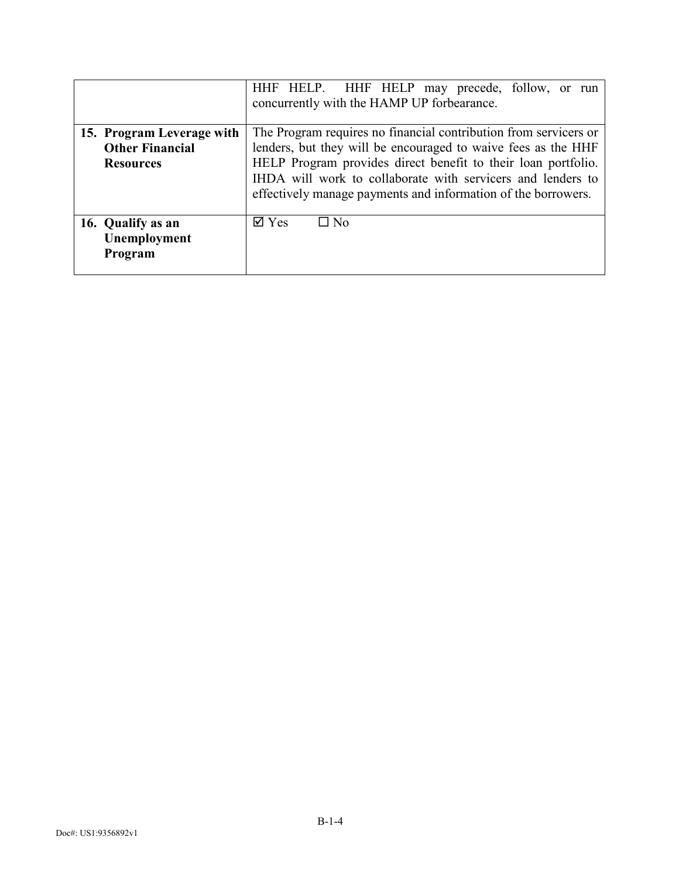| | |
|---|---|
| | HHF HELP. HHF HELP may precede, follow, or run concurrently with the HAMP UP forbearance. |
| **15. Program Leverage with Other Financial Resources** | The Program requires no financial contribution from servicers or lenders, but they will be encouraged to waive fees as the HHF HELP Program provides direct benefit to their loan portfolio. IHDA will work to collaborate with servicers and lenders to effectively manage payments and information of the borrowers. |
| **16. Qualify as an Unemployment Program** | ☑ Yes ☐ No |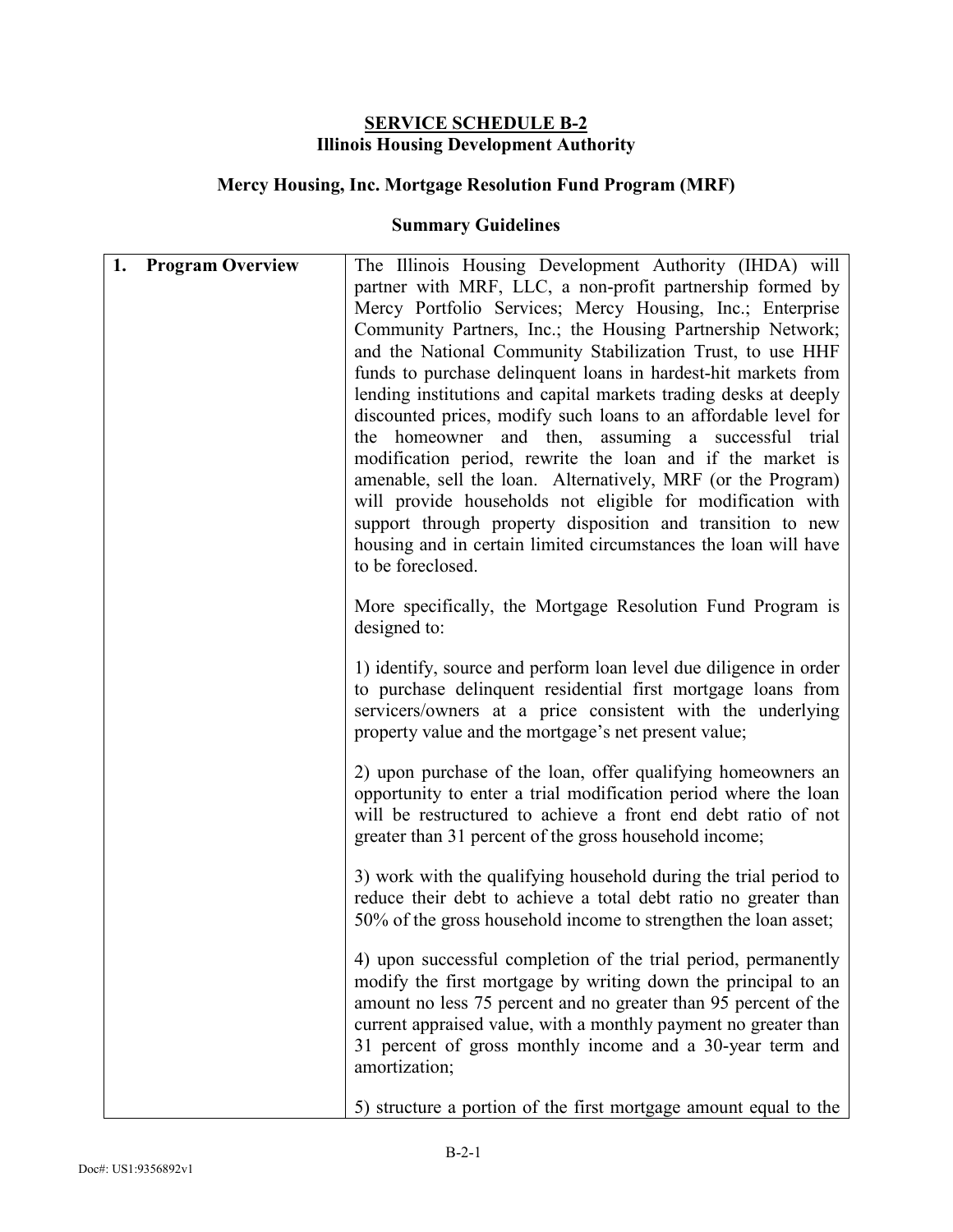**SERVICE SCHEDULE B-2**
**Illinois Housing Development Authority**

**Mercy Housing, Inc. Mortgage Resolution Fund Program (MRF)**

**Summary Guidelines**

| **1. Program Overview** | The Illinois Housing Development Authority (IHDA) will partner with MRF, LLC, a non-profit partnership formed by Mercy Portfolio Services; Mercy Housing, Inc.; Enterprise Community Partners, Inc.; the Housing Partnership Network; and the National Community Stabilization Trust, to use HHF funds to purchase delinquent loans in hardest-hit markets from lending institutions and capital markets trading desks at deeply discounted prices, modify such loans to an affordable level for the homeowner and then, assuming a successful trial modification period, rewrite the loan and if the market is amenable, sell the loan. Alternatively, MRF (or the Program) will provide households not eligible for modification with support through property disposition and transition to new housing and in certain limited circumstances the loan will have to be foreclosed.<br><br>More specifically, the Mortgage Resolution Fund Program is designed to:<br><br>1) identify, source and perform loan level due diligence in order to purchase delinquent residential first mortgage loans from servicers/owners at a price consistent with the underlying property value and the mortgage's net present value;<br><br>2) upon purchase of the loan, offer qualifying homeowners an opportunity to enter a trial modification period where the loan will be restructured to achieve a front end debt ratio of not greater than 31 percent of the gross household income;<br><br>3) work with the qualifying household during the trial period to reduce their debt to achieve a total debt ratio no greater than 50% of the gross household income to strengthen the loan asset;<br><br>4) upon successful completion of the trial period, permanently modify the first mortgage by writing down the principal to an amount no less 75 percent and no greater than 95 percent of the current appraised value, with a monthly payment no greater than 31 percent of gross monthly income and a 30-year term and amortization;<br><br>5) structure a portion of the first mortgage amount equal to the |
|---|---|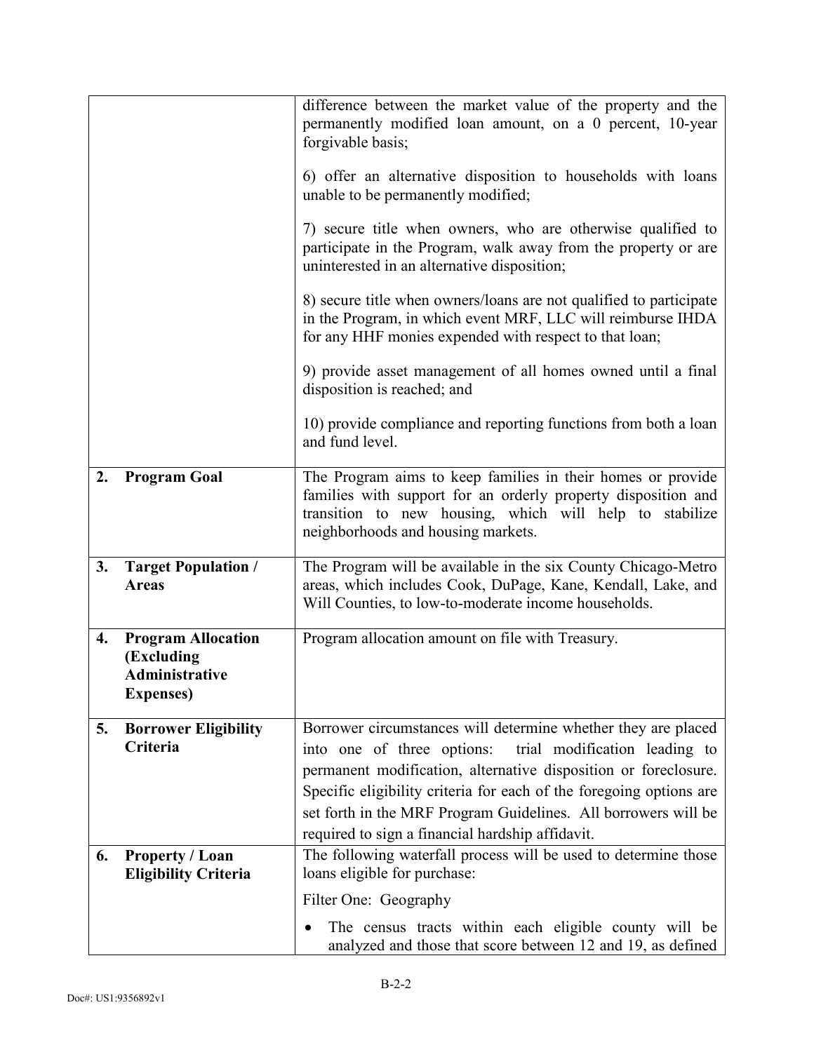| | |
|---|---|
| | difference between the market value of the property and the permanently modified loan amount, on a 0 percent, 10-year forgivable basis;<br><br>6) offer an alternative disposition to households with loans unable to be permanently modified;<br><br>7) secure title when owners, who are otherwise qualified to participate in the Program, walk away from the property or are uninterested in an alternative disposition;<br><br>8) secure title when owners/loans are not qualified to participate in the Program, in which event MRF, LLC will reimburse IHDA for any HHF monies expended with respect to that loan;<br><br>9) provide asset management of all homes owned until a final disposition is reached; and<br><br>10) provide compliance and reporting functions from both a loan and fund level. |
| **2. Program Goal** | The Program aims to keep families in their homes or provide families with support for an orderly property disposition and transition to new housing, which will help to stabilize neighborhoods and housing markets. |
| **3. Target Population / Areas** | The Program will be available in the six County Chicago-Metro areas, which includes Cook, DuPage, Kane, Kendall, Lake, and Will Counties, to low-to-moderate income households. |
| **4. Program Allocation (Excluding Administrative Expenses)** | Program allocation amount on file with Treasury. |
| **5. Borrower Eligibility Criteria** | Borrower circumstances will determine whether they are placed into one of three options: trial modification leading to permanent modification, alternative disposition or foreclosure. Specific eligibility criteria for each of the foregoing options are set forth in the MRF Program Guidelines. All borrowers will be required to sign a financial hardship affidavit. |
| **6. Property / Loan Eligibility Criteria** | The following waterfall process will be used to determine those loans eligible for purchase:<br><br>Filter One: Geography<br><br>• The census tracts within each eligible county will be analyzed and those that score between 12 and 19, as defined |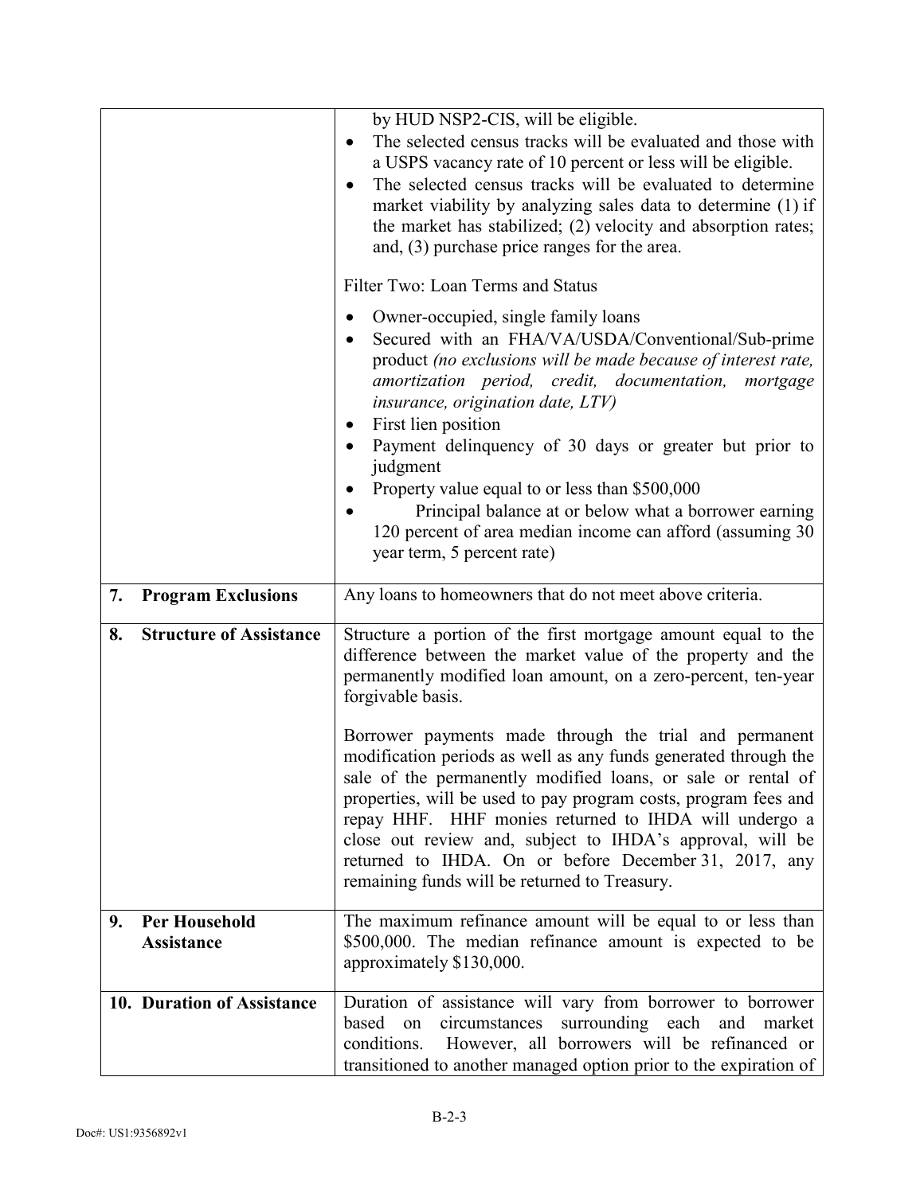| | |
|---|---|
| | by HUD NSP2-CIS, will be eligible.<br>• The selected census tracks will be evaluated and those with a USPS vacancy rate of 10 percent or less will be eligible.<br>• The selected census tracks will be evaluated to determine market viability by analyzing sales data to determine (1) if the market has stabilized; (2) velocity and absorption rates; and, (3) purchase price ranges for the area.<br><br>Filter Two: Loan Terms and Status<br><br>• Owner-occupied, single family loans<br>• Secured with an FHA/VA/USDA/Conventional/Sub-prime product *(no exclusions will be made because of interest rate, amortization period, credit, documentation, mortgage insurance, origination date, LTV)*<br>• First lien position<br>• Payment delinquency of 30 days or greater but prior to judgment<br>• Property value equal to or less than $500,000<br>• Principal balance at or below what a borrower earning 120 percent of area median income can afford (assuming 30 year term, 5 percent rate) |
| **7. Program Exclusions** | Any loans to homeowners that do not meet above criteria. |
| **8. Structure of Assistance** | Structure a portion of the first mortgage amount equal to the difference between the market value of the property and the permanently modified loan amount, on a zero-percent, ten-year forgivable basis.<br><br>Borrower payments made through the trial and permanent modification periods as well as any funds generated through the sale of the permanently modified loans, or sale or rental of properties, will be used to pay program costs, program fees and repay HHF. HHF monies returned to IHDA will undergo a close out review and, subject to IHDA's approval, will be returned to IHDA. On or before December 31, 2017, any remaining funds will be returned to Treasury. |
| **9. Per Household Assistance** | The maximum refinance amount will be equal to or less than $500,000. The median refinance amount is expected to be approximately $130,000. |
| **10. Duration of Assistance** | Duration of assistance will vary from borrower to borrower based on circumstances surrounding each and market conditions. However, all borrowers will be refinanced or transitioned to another managed option prior to the expiration of |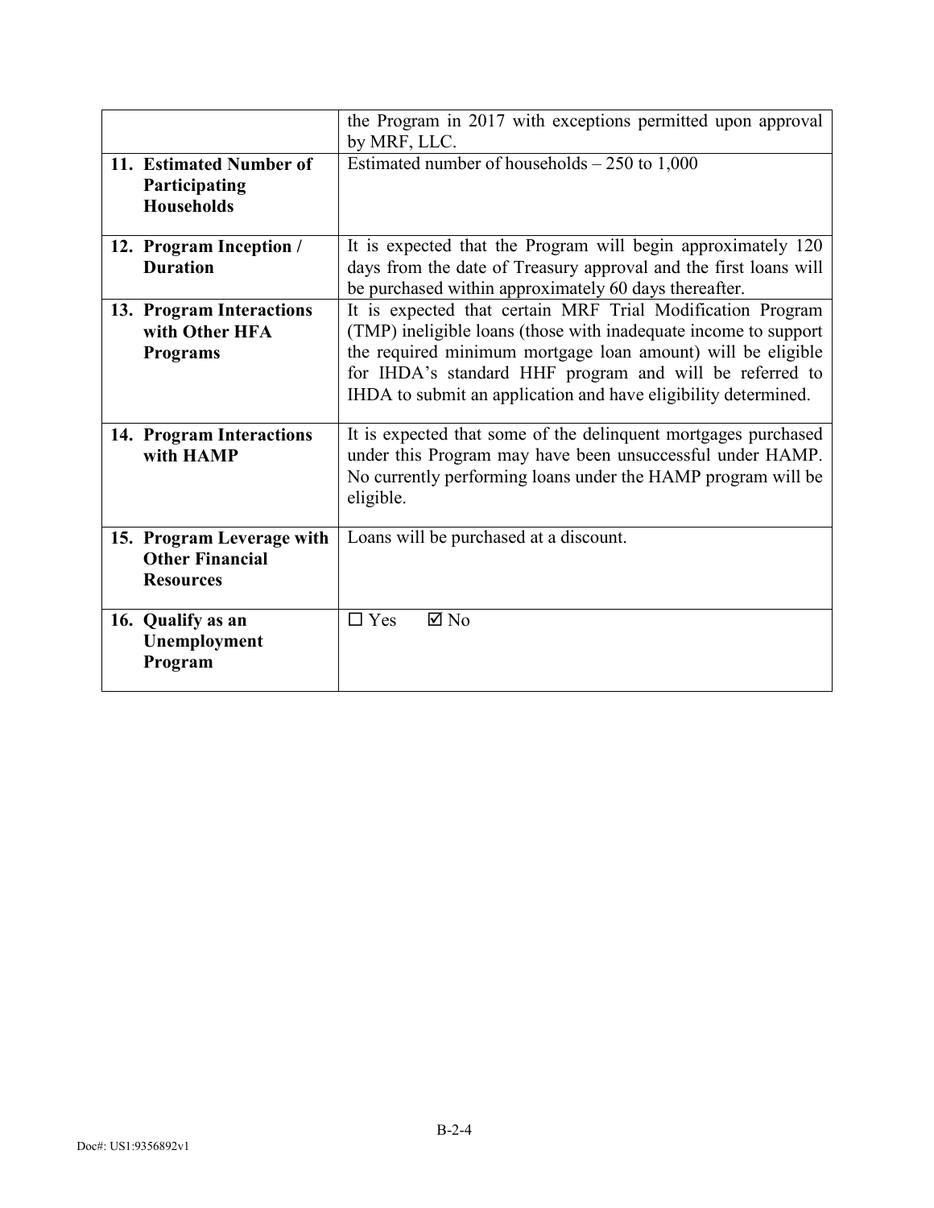| | |
|---|---|
| | the Program in 2017 with exceptions permitted upon approval by MRF, LLC. |
| **11. Estimated Number of Participating Households** | Estimated number of households – 250 to 1,000 |
| **12. Program Inception / Duration** | It is expected that the Program will begin approximately 120 days from the date of Treasury approval and the first loans will be purchased within approximately 60 days thereafter. |
| **13. Program Interactions with Other HFA Programs** | It is expected that certain MRF Trial Modification Program (TMP) ineligible loans (those with inadequate income to support the required minimum mortgage loan amount) will be eligible for IHDA's standard HHF program and will be referred to IHDA to submit an application and have eligibility determined. |
| **14. Program Interactions with HAMP** | It is expected that some of the delinquent mortgages purchased under this Program may have been unsuccessful under HAMP. No currently performing loans under the HAMP program will be eligible. |
| **15. Program Leverage with Other Financial Resources** | Loans will be purchased at a discount. |
| **16. Qualify as an Unemployment Program** | ☐ Yes ☑ No |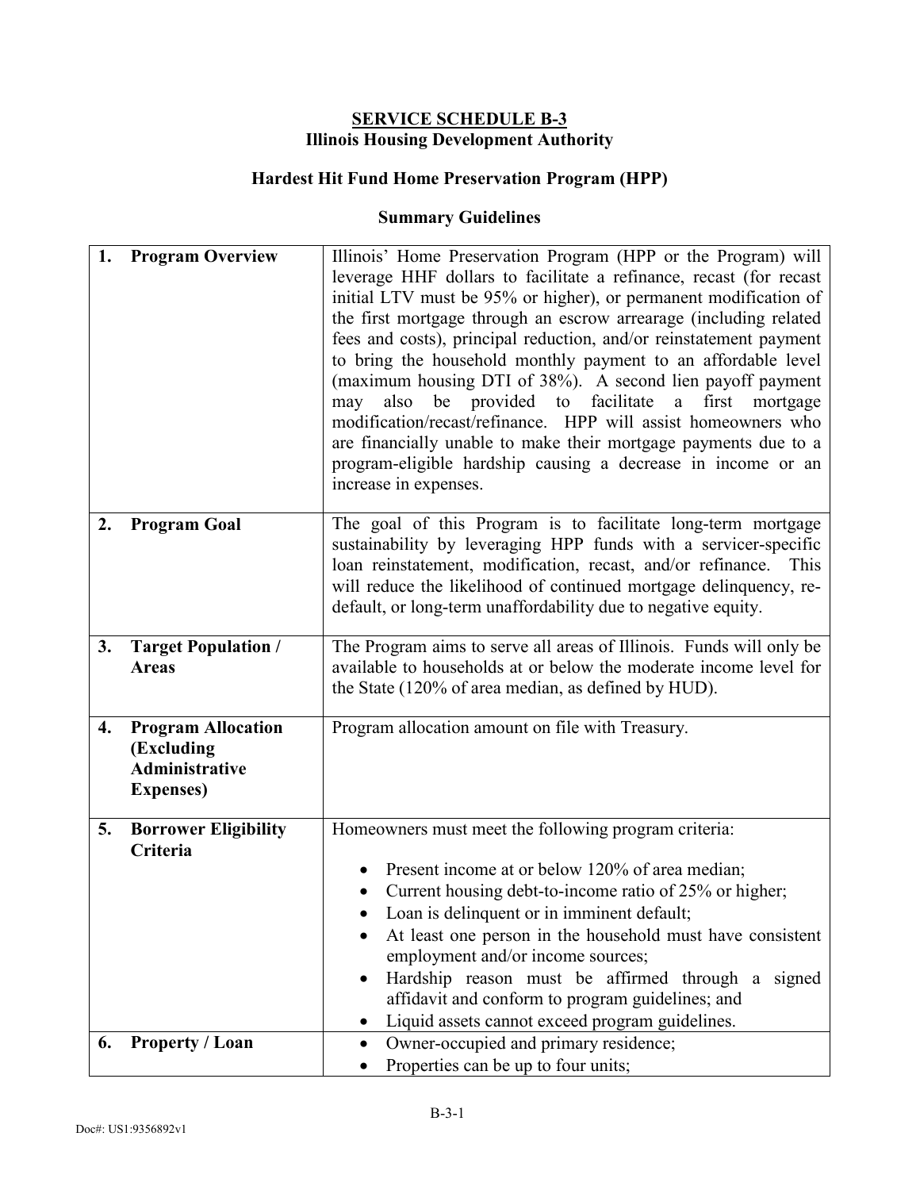**SERVICE SCHEDULE B-3**
**Illinois Housing Development Authority**

**Hardest Hit Fund Home Preservation Program (HPP)**

**Summary Guidelines**

| | |
|---|---|
| **1. Program Overview** | Illinois' Home Preservation Program (HPP or the Program) will leverage HHF dollars to facilitate a refinance, recast (for recast initial LTV must be 95% or higher), or permanent modification of the first mortgage through an escrow arrearage (including related fees and costs), principal reduction, and/or reinstatement payment to bring the household monthly payment to an affordable level (maximum housing DTI of 38%). A second lien payoff payment may also be provided to facilitate a first mortgage modification/recast/refinance. HPP will assist homeowners who are financially unable to make their mortgage payments due to a program-eligible hardship causing a decrease in income or an increase in expenses. |
| **2. Program Goal** | The goal of this Program is to facilitate long-term mortgage sustainability by leveraging HPP funds with a servicer-specific loan reinstatement, modification, recast, and/or refinance. This will reduce the likelihood of continued mortgage delinquency, re-default, or long-term unaffordability due to negative equity. |
| **3. Target Population / Areas** | The Program aims to serve all areas of Illinois. Funds will only be available to households at or below the moderate income level for the State (120% of area median, as defined by HUD). |
| **4. Program Allocation (Excluding Administrative Expenses)** | Program allocation amount on file with Treasury. |
| **5. Borrower Eligibility Criteria** | Homeowners must meet the following program criteria:<br>• Present income at or below 120% of area median;<br>• Current housing debt-to-income ratio of 25% or higher;<br>• Loan is delinquent or in imminent default;<br>• At least one person in the household must have consistent employment and/or income sources;<br>• Hardship reason must be affirmed through a signed affidavit and conform to program guidelines; and<br>• Liquid assets cannot exceed program guidelines. |
| **6. Property / Loan** | • Owner-occupied and primary residence;<br>• Properties can be up to four units; |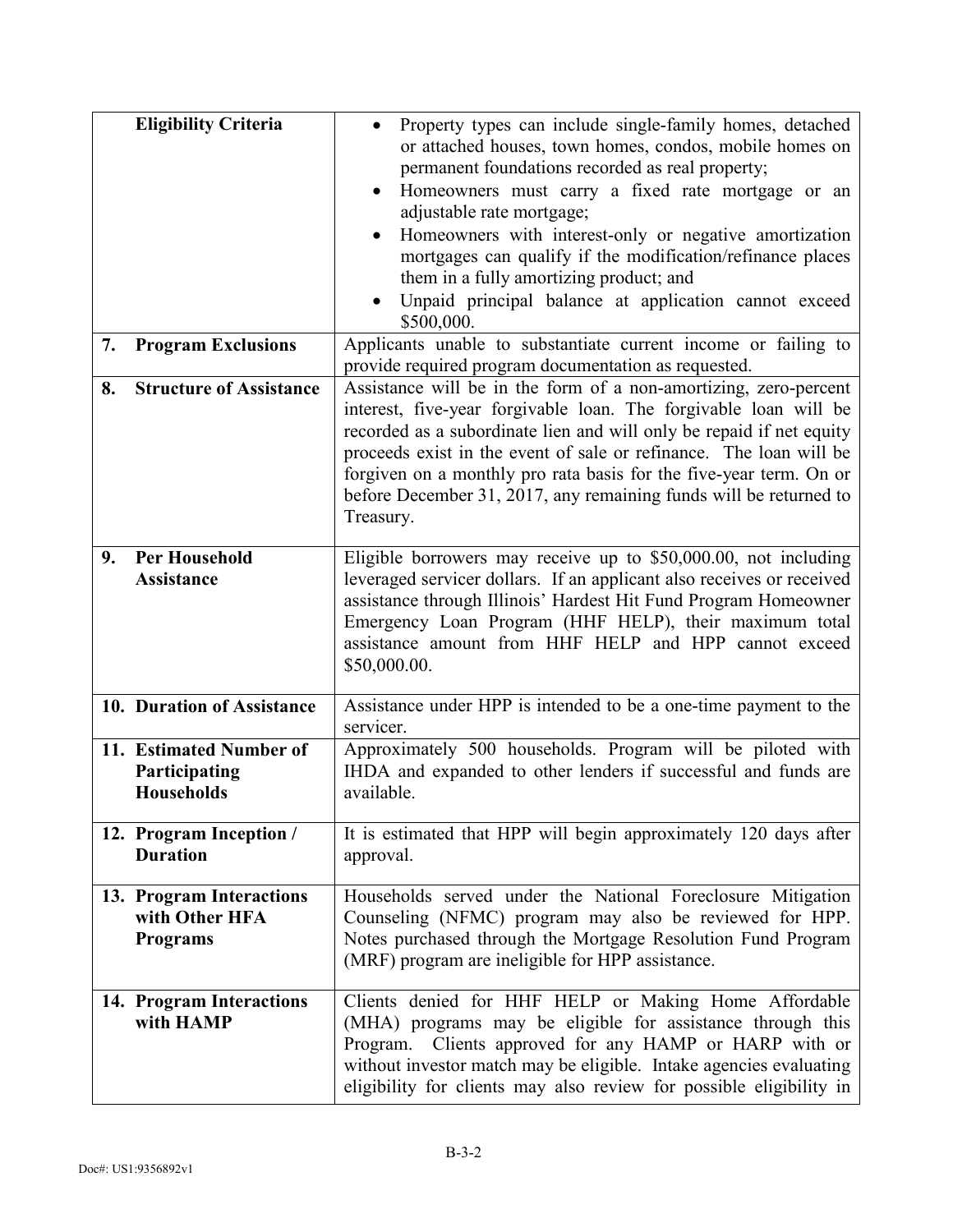| | |
|---|---|
| **Eligibility Criteria** | • Property types can include single-family homes, detached or attached houses, town homes, condos, mobile homes on permanent foundations recorded as real property;<br>• Homeowners must carry a fixed rate mortgage or an adjustable rate mortgage;<br>• Homeowners with interest-only or negative amortization mortgages can qualify if the modification/refinance places them in a fully amortizing product; and<br>• Unpaid principal balance at application cannot exceed $500,000. |
| **7. Program Exclusions** | Applicants unable to substantiate current income or failing to provide required program documentation as requested. |
| **8. Structure of Assistance** | Assistance will be in the form of a non-amortizing, zero-percent interest, five-year forgivable loan. The forgivable loan will be recorded as a subordinate lien and will only be repaid if net equity proceeds exist in the event of sale or refinance. The loan will be forgiven on a monthly pro rata basis for the five-year term. On or before December 31, 2017, any remaining funds will be returned to Treasury. |
| **9. Per Household Assistance** | Eligible borrowers may receive up to $50,000.00, not including leveraged servicer dollars. If an applicant also receives or received assistance through Illinois' Hardest Hit Fund Program Homeowner Emergency Loan Program (HHF HELP), their maximum total assistance amount from HHF HELP and HPP cannot exceed $50,000.00. |
| **10. Duration of Assistance** | Assistance under HPP is intended to be a one-time payment to the servicer. |
| **11. Estimated Number of Participating Households** | Approximately 500 households. Program will be piloted with IHDA and expanded to other lenders if successful and funds are available. |
| **12. Program Inception / Duration** | It is estimated that HPP will begin approximately 120 days after approval. |
| **13. Program Interactions with Other HFA Programs** | Households served under the National Foreclosure Mitigation Counseling (NFMC) program may also be reviewed for HPP. Notes purchased through the Mortgage Resolution Fund Program (MRF) program are ineligible for HPP assistance. |
| **14. Program Interactions with HAMP** | Clients denied for HHF HELP or Making Home Affordable (MHA) programs may be eligible for assistance through this Program. Clients approved for any HAMP or HARP with or without investor match may be eligible. Intake agencies evaluating eligibility for clients may also review for possible eligibility in |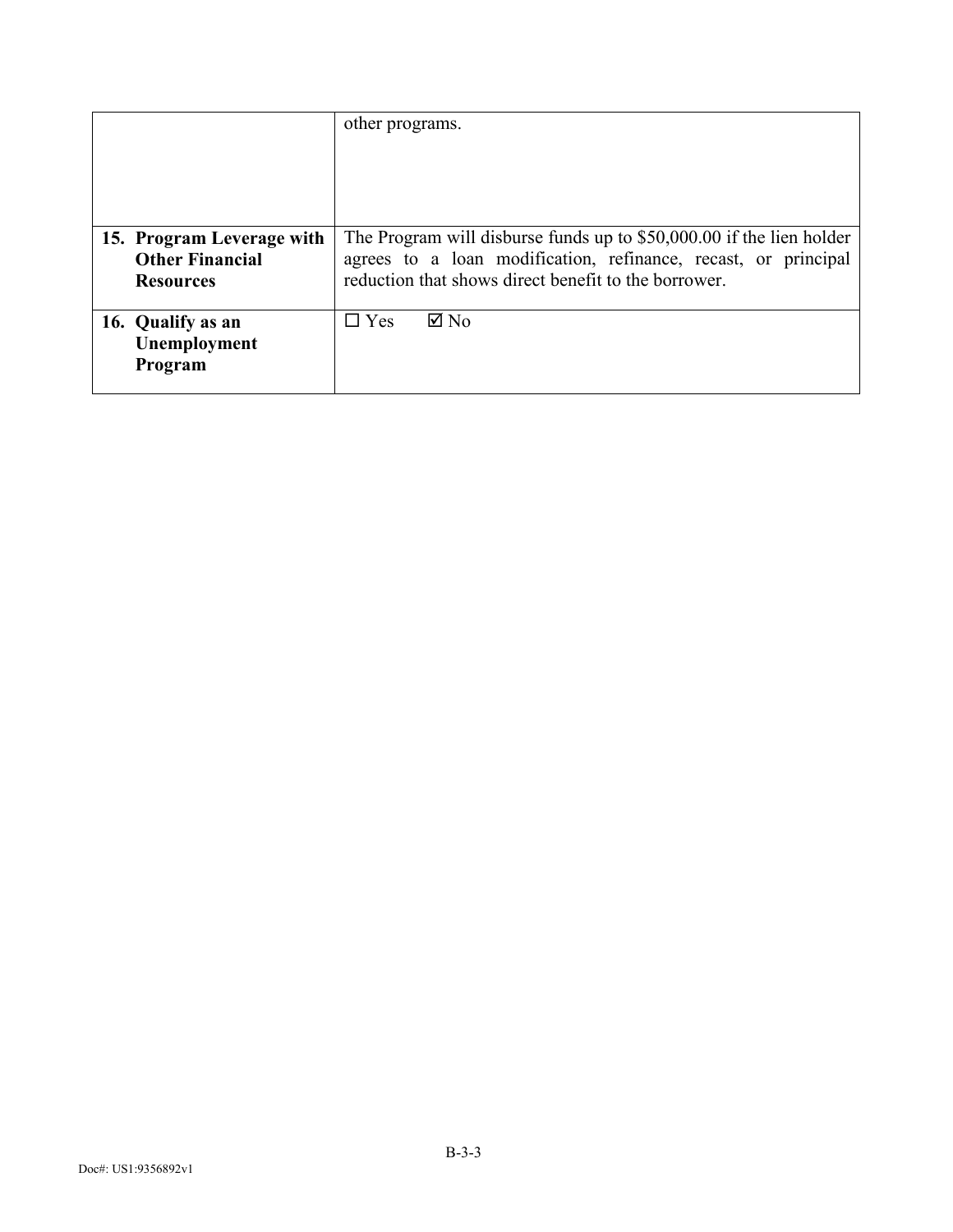|  |  |
| --- | --- |
|  | other programs. |
| **15. Program Leverage with Other Financial Resources** | The Program will disburse funds up to $50,000.00 if the lien holder agrees to a loan modification, refinance, recast, or principal reduction that shows direct benefit to the borrower. |
| **16. Qualify as an Unemployment Program** | ☐ Yes ☑ No |

Doc#: US1:9356892v1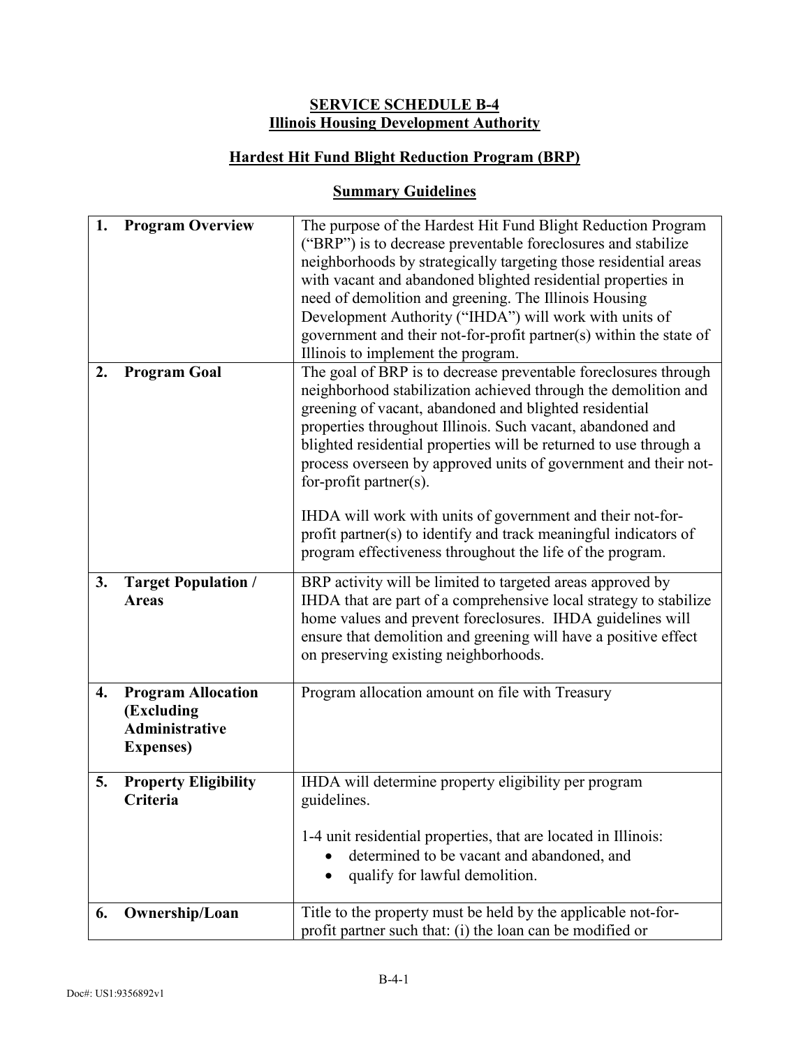**SERVICE SCHEDULE B-4**
**Illinois Housing Development Authority**

**Hardest Hit Fund Blight Reduction Program (BRP)**

**Summary Guidelines**

| | |
|---|---|
| **1. Program Overview** | The purpose of the Hardest Hit Fund Blight Reduction Program ("BRP") is to decrease preventable foreclosures and stabilize neighborhoods by strategically targeting those residential areas with vacant and abandoned blighted residential properties in need of demolition and greening. The Illinois Housing Development Authority ("IHDA") will work with units of government and their not-for-profit partner(s) within the state of Illinois to implement the program. |
| **2. Program Goal** | The goal of BRP is to decrease preventable foreclosures through neighborhood stabilization achieved through the demolition and greening of vacant, abandoned and blighted residential properties throughout Illinois. Such vacant, abandoned and blighted residential properties will be returned to use through a process overseen by approved units of government and their not-for-profit partner(s).<br><br>IHDA will work with units of government and their not-for-profit partner(s) to identify and track meaningful indicators of program effectiveness throughout the life of the program. |
| **3. Target Population / Areas** | BRP activity will be limited to targeted areas approved by IHDA that are part of a comprehensive local strategy to stabilize home values and prevent foreclosures. IHDA guidelines will ensure that demolition and greening will have a positive effect on preserving existing neighborhoods. |
| **4. Program Allocation (Excluding Administrative Expenses)** | Program allocation amount on file with Treasury |
| **5. Property Eligibility Criteria** | IHDA will determine property eligibility per program guidelines.<br><br>1-4 unit residential properties, that are located in Illinois:<br>• determined to be vacant and abandoned, and<br>• qualify for lawful demolition. |
| **6. Ownership/Loan** | Title to the property must be held by the applicable not-for-profit partner such that: (i) the loan can be modified or |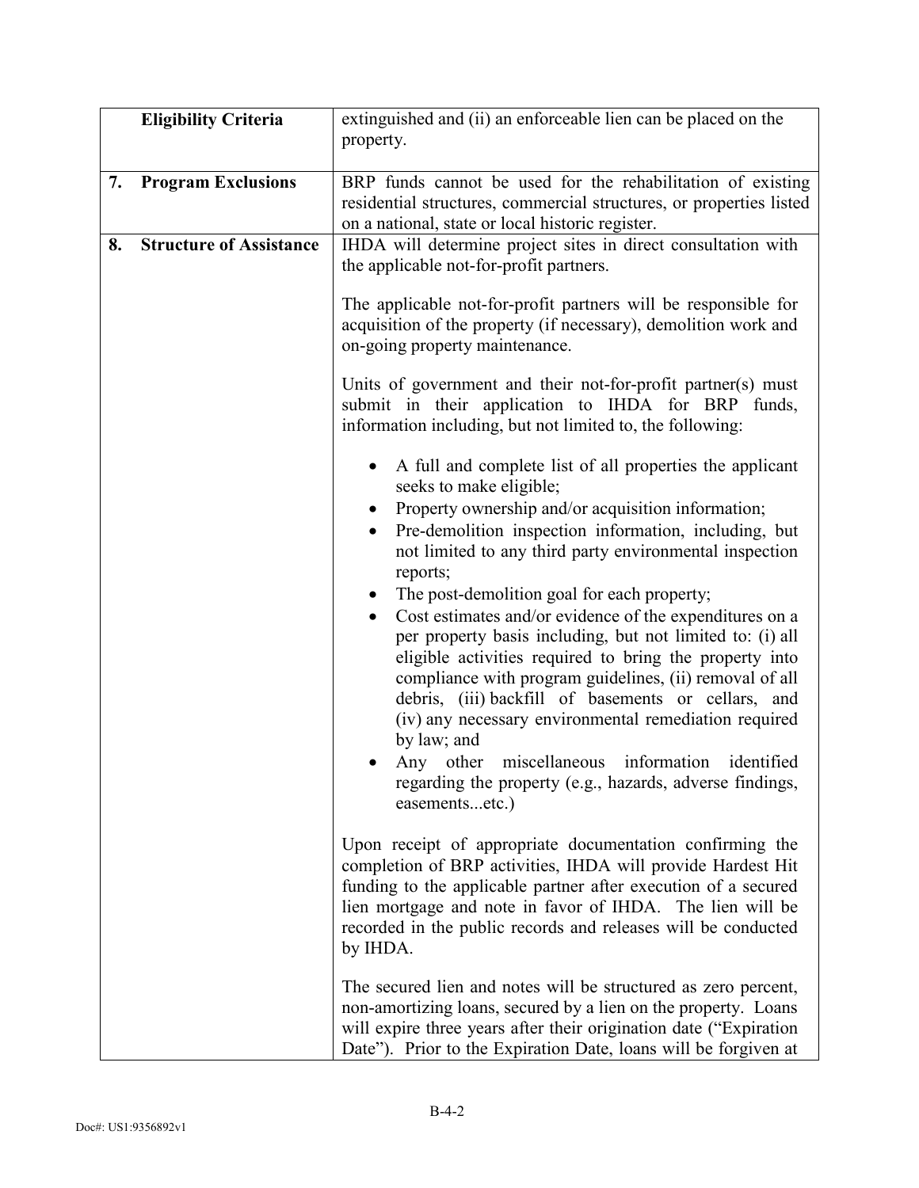| | | |
|---|---|---|
| | **Eligibility Criteria** | extinguished and (ii) an enforceable lien can be placed on the property. |
| **7.** | **Program Exclusions** | BRP funds cannot be used for the rehabilitation of existing residential structures, commercial structures, or properties listed on a national, state or local historic register. |
| **8.** | **Structure of Assistance** | IHDA will determine project sites in direct consultation with the applicable not-for-profit partners.<br><br>The applicable not-for-profit partners will be responsible for acquisition of the property (if necessary), demolition work and on-going property maintenance.<br><br>Units of government and their not-for-profit partner(s) must submit in their application to IHDA for BRP funds, information including, but not limited to, the following:<br><br>• A full and complete list of all properties the applicant seeks to make eligible;<br>• Property ownership and/or acquisition information;<br>• Pre-demolition inspection information, including, but not limited to any third party environmental inspection reports;<br>• The post-demolition goal for each property;<br>• Cost estimates and/or evidence of the expenditures on a per property basis including, but not limited to: (i) all eligible activities required to bring the property into compliance with program guidelines, (ii) removal of all debris, (iii) backfill of basements or cellars, and (iv) any necessary environmental remediation required by law; and<br>• Any other miscellaneous information identified regarding the property (e.g., hazards, adverse findings, easements...etc.)<br><br>Upon receipt of appropriate documentation confirming the completion of BRP activities, IHDA will provide Hardest Hit funding to the applicable partner after execution of a secured lien mortgage and note in favor of IHDA. The lien will be recorded in the public records and releases will be conducted by IHDA.<br><br>The secured lien and notes will be structured as zero percent, non-amortizing loans, secured by a lien on the property. Loans will expire three years after their origination date ("Expiration Date"). Prior to the Expiration Date, loans will be forgiven at |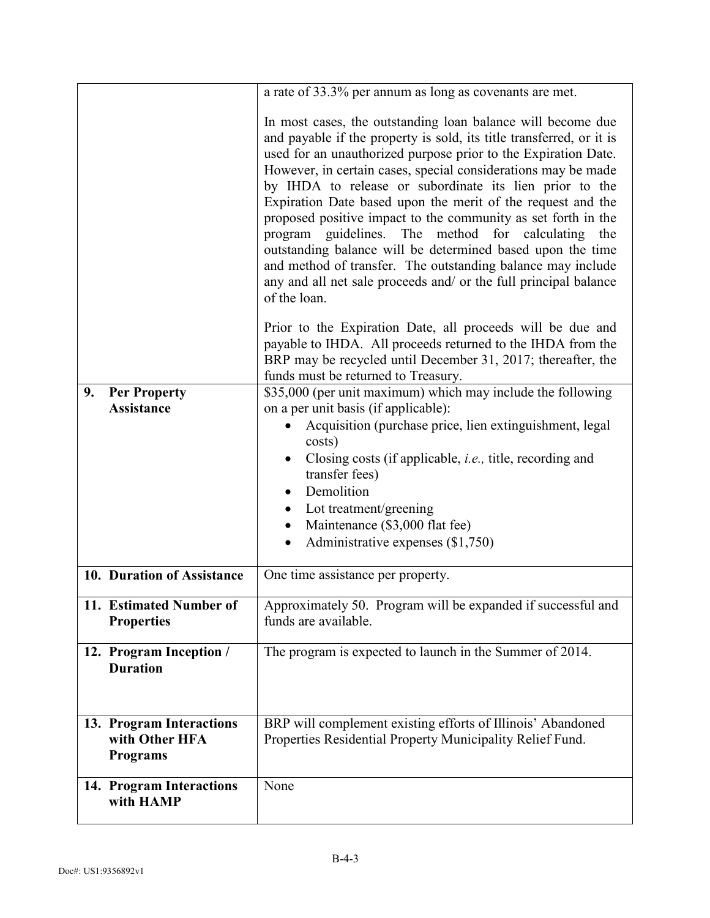| | |
|---|---|
| | a rate of 33.3% per annum as long as covenants are met.<br><br>In most cases, the outstanding loan balance will become due and payable if the property is sold, its title transferred, or it is used for an unauthorized purpose prior to the Expiration Date. However, in certain cases, special considerations may be made by IHDA to release or subordinate its lien prior to the Expiration Date based upon the merit of the request and the proposed positive impact to the community as set forth in the program guidelines. The method for calculating the outstanding balance will be determined based upon the time and method of transfer. The outstanding balance may include any and all net sale proceeds and/ or the full principal balance of the loan.<br><br>Prior to the Expiration Date, all proceeds will be due and payable to IHDA. All proceeds returned to the IHDA from the BRP may be recycled until December 31, 2017; thereafter, the funds must be returned to Treasury. |
| **9. Per Property Assistance** | $35,000 (per unit maximum) which may include the following on a per unit basis (if applicable):<br>• Acquisition (purchase price, lien extinguishment, legal costs)<br>• Closing costs (if applicable, *i.e.,* title, recording and transfer fees)<br>• Demolition<br>• Lot treatment/greening<br>• Maintenance ($3,000 flat fee)<br>• Administrative expenses ($1,750) |
| **10. Duration of Assistance** | One time assistance per property. |
| **11. Estimated Number of Properties** | Approximately 50. Program will be expanded if successful and funds are available. |
| **12. Program Inception / Duration** | The program is expected to launch in the Summer of 2014. |
| **13. Program Interactions with Other HFA Programs** | BRP will complement existing efforts of Illinois' Abandoned Properties Residential Property Municipality Relief Fund. |
| **14. Program Interactions with HAMP** | None |

B-4-3

Doc#: US1:9356892v1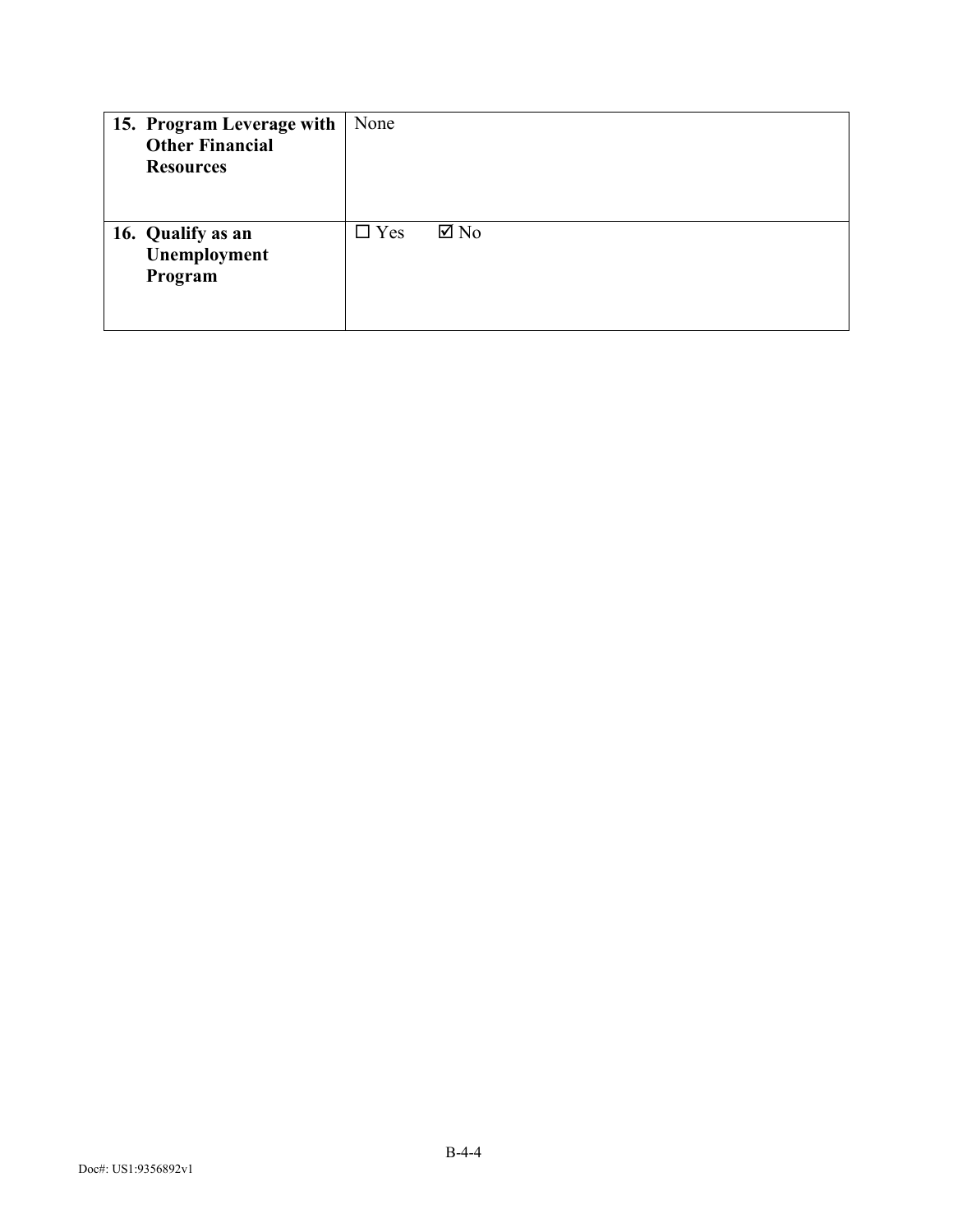| | |
|---|---|
| **15. Program Leverage with Other Financial Resources** | None |
| **16. Qualify as an Unemployment Program** | ☐ Yes ☑ No |

Doc#: US1:9356892v1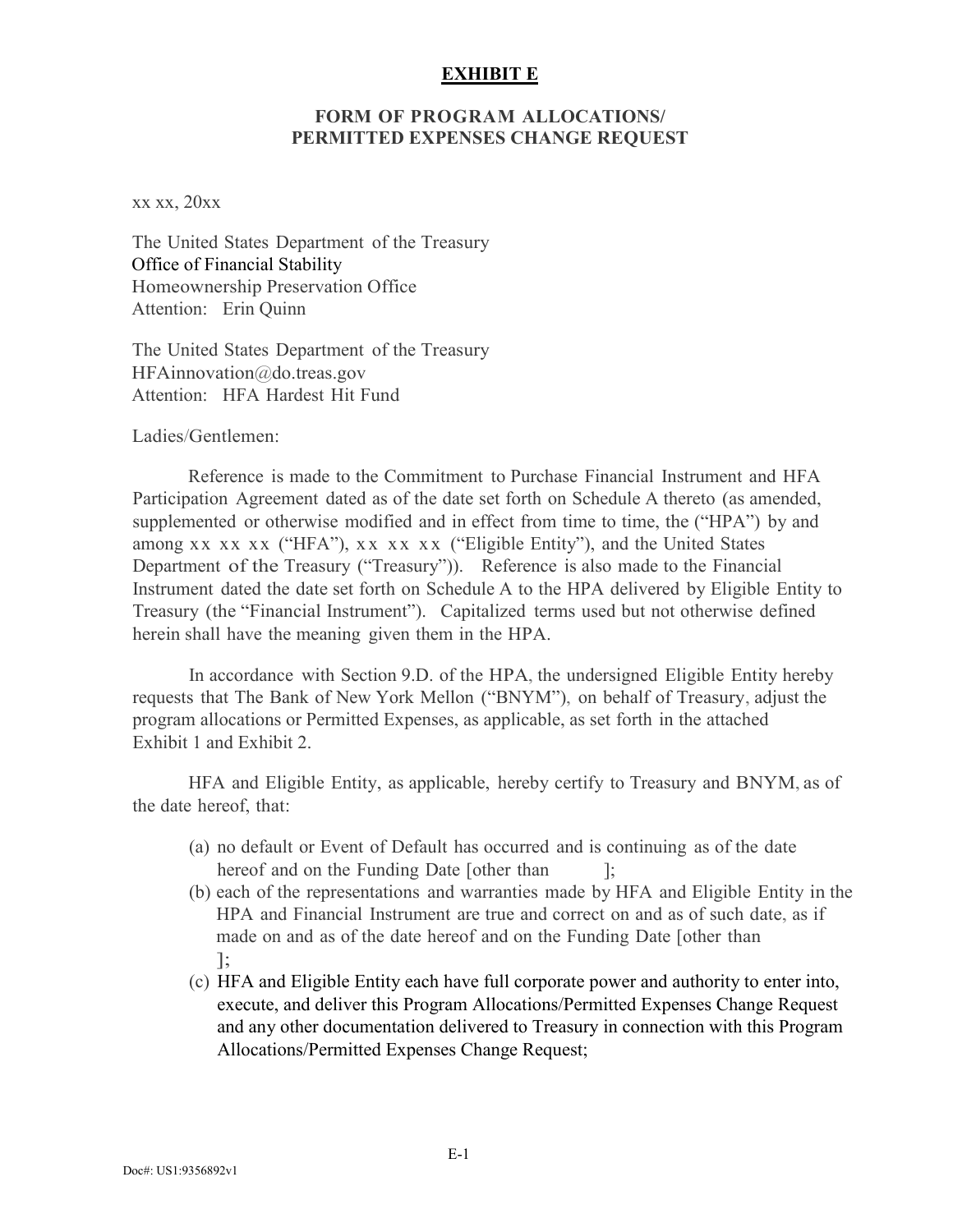**EXHIBIT E**

**FORM OF PROGRAM ALLOCATIONS/ PERMITTED EXPENSES CHANGE REQUEST**

xx xx, 20xx

The United States Department of the Treasury
Office of Financial Stability
Homeownership Preservation Office
Attention: Erin Quinn

The United States Department of the Treasury
HFAinnovation@do.treas.gov
Attention: HFA Hardest Hit Fund

Ladies/Gentlemen:

Reference is made to the Commitment to Purchase Financial Instrument and HFA Participation Agreement dated as of the date set forth on Schedule A thereto (as amended, supplemented or otherwise modified and in effect from time to time, the ("HPA") by and among xx xx xx ("HFA"), xx xx xx ("Eligible Entity"), and the United States Department of the Treasury ("Treasury")). Reference is also made to the Financial Instrument dated the date set forth on Schedule A to the HPA delivered by Eligible Entity to Treasury (the "Financial Instrument"). Capitalized terms used but not otherwise defined herein shall have the meaning given them in the HPA.

In accordance with Section 9.D. of the HPA, the undersigned Eligible Entity hereby requests that The Bank of New York Mellon ("BNYM"), on behalf of Treasury, adjust the program allocations or Permitted Expenses, as applicable, as set forth in the attached Exhibit 1 and Exhibit 2.

HFA and Eligible Entity, as applicable, hereby certify to Treasury and BNYM, as of the date hereof, that:

(a) no default or Event of Default has occurred and is continuing as of the date hereof and on the Funding Date [other than ];
(b) each of the representations and warranties made by HFA and Eligible Entity in the HPA and Financial Instrument are true and correct on and as of such date, as if made on and as of the date hereof and on the Funding Date [other than ];
(c) HFA and Eligible Entity each have full corporate power and authority to enter into, execute, and deliver this Program Allocations/Permitted Expenses Change Request and any other documentation delivered to Treasury in connection with this Program Allocations/Permitted Expenses Change Request;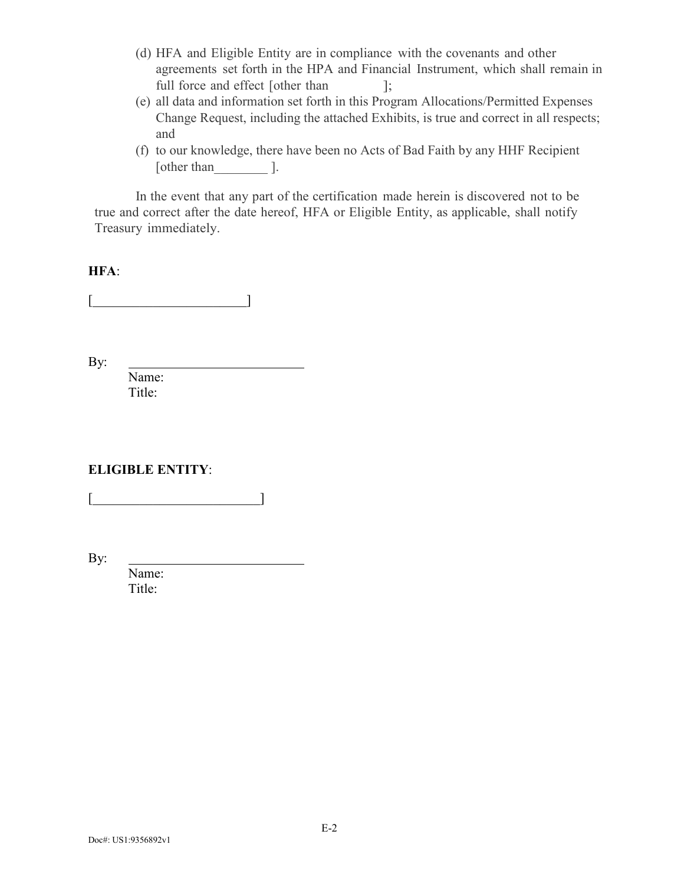(d) HFA and Eligible Entity are in compliance with the covenants and other agreements set forth in the HPA and Financial Instrument, which shall remain in full force and effect [other than ];

(e) all data and information set forth in this Program Allocations/Permitted Expenses Change Request, including the attached Exhibits, is true and correct in all respects; and

(f) to our knowledge, there have been no Acts of Bad Faith by any HHF Recipient [other than________ ].

In the event that any part of the certification made herein is discovered not to be true and correct after the date hereof, HFA or Eligible Entity, as applicable, shall notify Treasury immediately.

**HFA**:

[_______________________]

By: ___________________________

Name:

Title:

**ELIGIBLE ENTITY**:

[_________________________]

By: ___________________________

Name:

Title:

Doc#: US1:9356892v1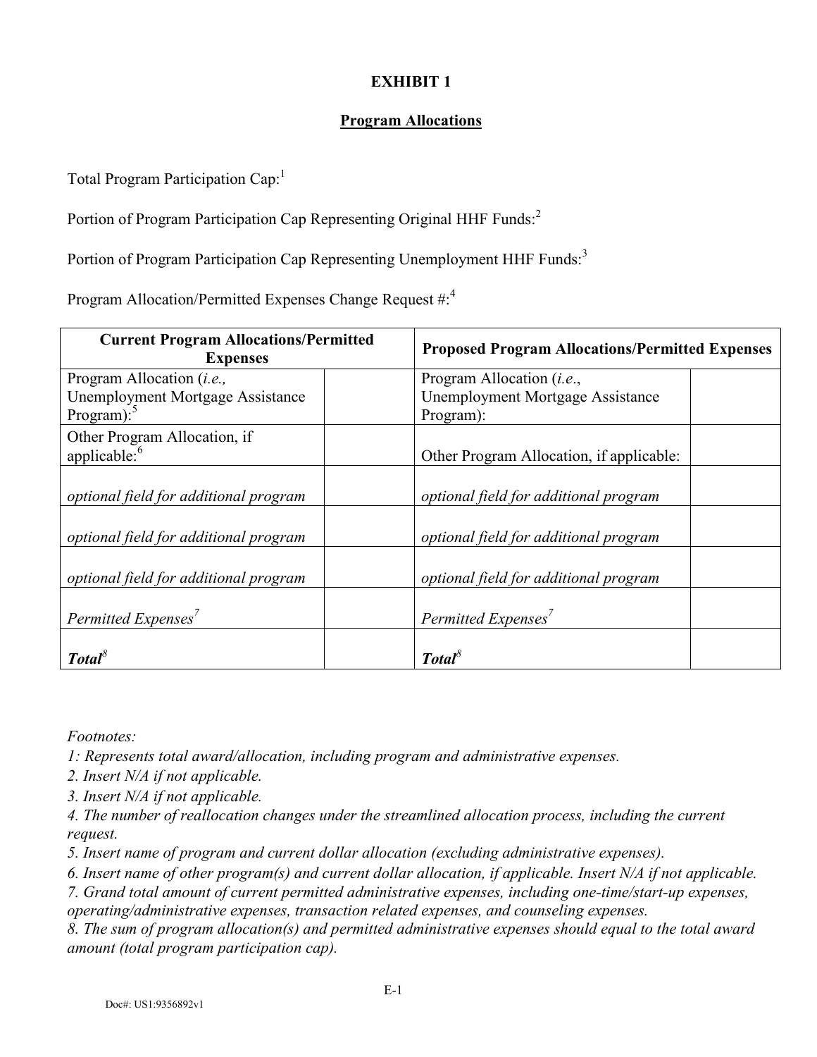# EXHIBIT 1

## Program Allocations

Total Program Participation Cap:[1]

Portion of Program Participation Cap Representing Original HHF Funds:[2]

Portion of Program Participation Cap Representing Unemployment HHF Funds:[3]

Program Allocation/Permitted Expenses Change Request #:[4]

| **Current Program Allocations/Permitted Expenses** | | **Proposed Program Allocations/Permitted Expenses** | |
|---|---|---|---|
| Program Allocation (*i.e.,* Unemployment Mortgage Assistance Program):[5] | | Program Allocation (*i.e.*, Unemployment Mortgage Assistance Program): | |
| Other Program Allocation, if applicable:[6] | | Other Program Allocation, if applicable: | |
| *optional field for additional program* | | *optional field for additional program* | |
| *optional field for additional program* | | *optional field for additional program* | |
| *optional field for additional program* | | *optional field for additional program* | |
| *Permitted Expenses*[7] | | *Permitted Expenses*[7] | |
| ***Total***[8] | | ***Total***[8] | |

*Footnotes:*

*1: Represents total award/allocation, including program and administrative expenses.*

*2. Insert N/A if not applicable.*

*3. Insert N/A if not applicable.*

*4. The number of reallocation changes under the streamlined allocation process, including the current request.*

*5. Insert name of program and current dollar allocation (excluding administrative expenses).*

*6. Insert name of other program(s) and current dollar allocation, if applicable. Insert N/A if not applicable.*

*7. Grand total amount of current permitted administrative expenses, including one-time/start-up expenses, operating/administrative expenses, transaction related expenses, and counseling expenses.*

*8. The sum of program allocation(s) and permitted administrative expenses should equal to the total award amount (total program participation cap).*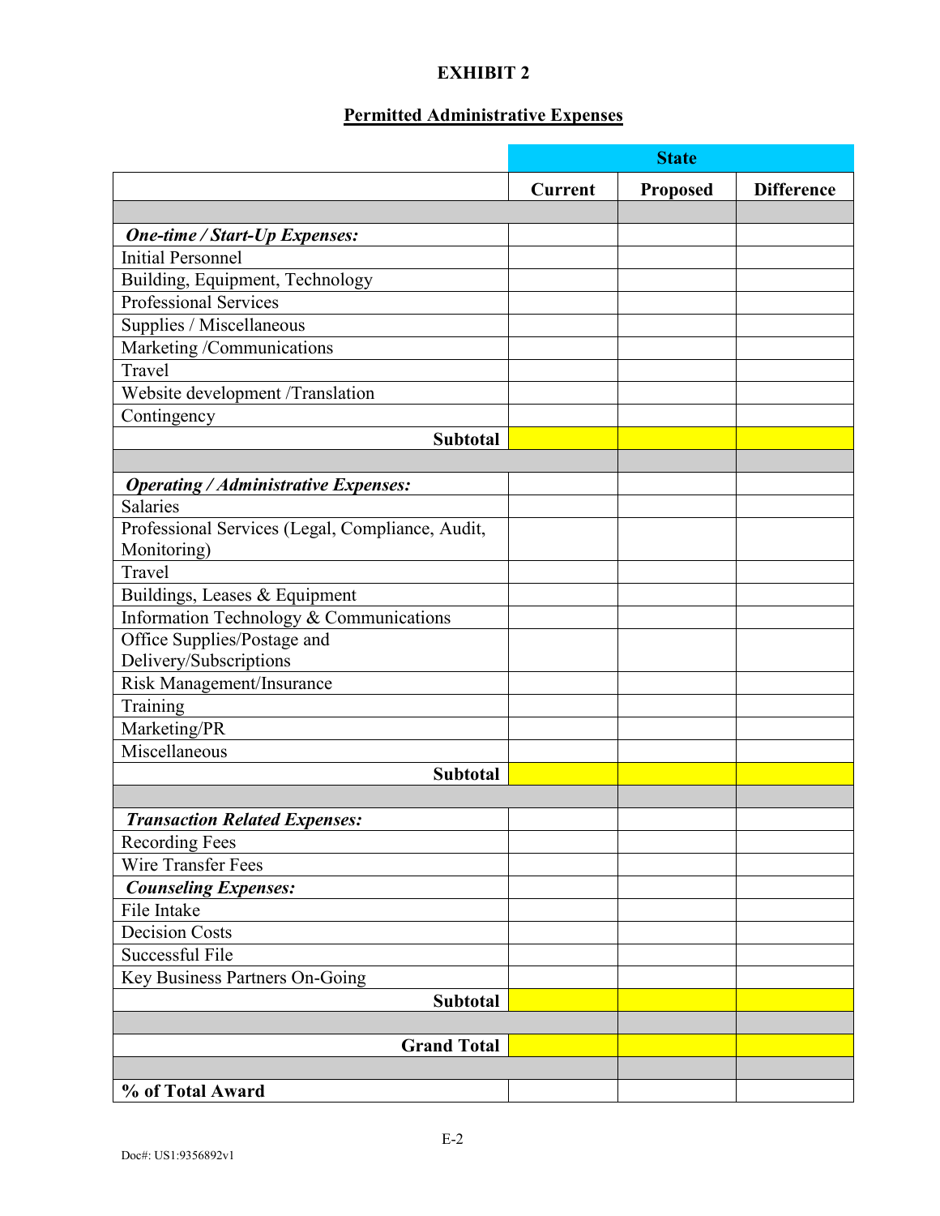# EXHIBIT 2

## Permitted Administrative Expenses

| | State | | |
|---|---|---|---|
| | Current | Proposed | Difference |
| | | | |
| ***One-time / Start-Up Expenses:*** | | | |
| Initial Personnel | | | |
| Building, Equipment, Technology | | | |
| Professional Services | | | |
| Supplies / Miscellaneous | | | |
| Marketing /Communications | | | |
| Travel | | | |
| Website development /Translation | | | |
| Contingency | | | |
| **Subtotal** | | | |
| | | | |
| ***Operating / Administrative Expenses:*** | | | |
| Salaries | | | |
| Professional Services (Legal, Compliance, Audit, Monitoring) | | | |
| Travel | | | |
| Buildings, Leases & Equipment | | | |
| Information Technology & Communications | | | |
| Office Supplies/Postage and Delivery/Subscriptions | | | |
| Risk Management/Insurance | | | |
| Training | | | |
| Marketing/PR | | | |
| Miscellaneous | | | |
| **Subtotal** | | | |
| | | | |
| ***Transaction Related Expenses:*** | | | |
| Recording Fees | | | |
| Wire Transfer Fees | | | |
| ***Counseling Expenses:*** | | | |
| File Intake | | | |
| Decision Costs | | | |
| Successful File | | | |
| Key Business Partners On-Going | | | |
| **Subtotal** | | | |
| | | | |
| **Grand Total** | | | |
| | | | |
| **% of Total Award** | | | |

Doc#: US1:9356892v1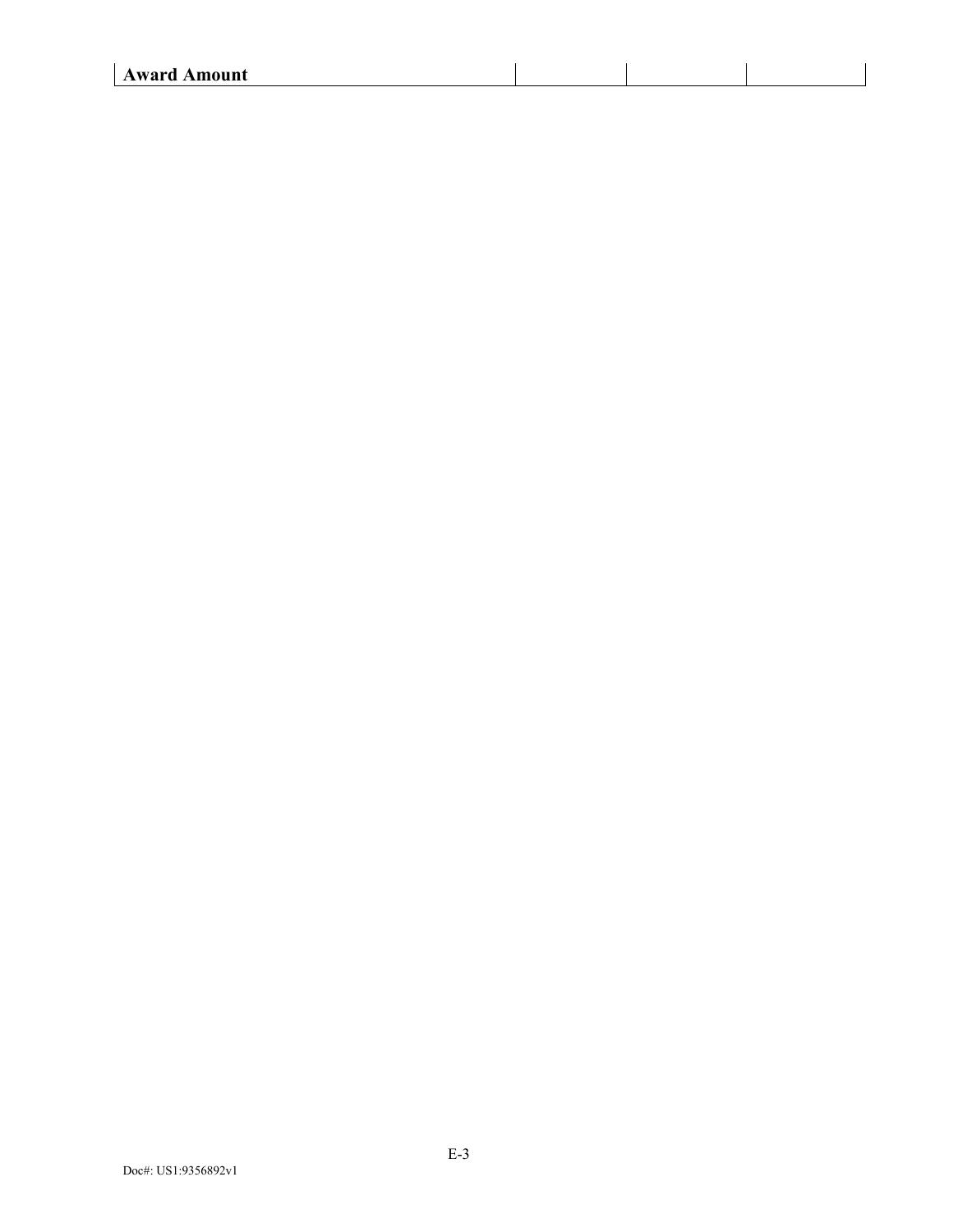| | | | |
|---|---|---|---|
| **Award Amount** | | | |

Doc#: US1:9356892v1